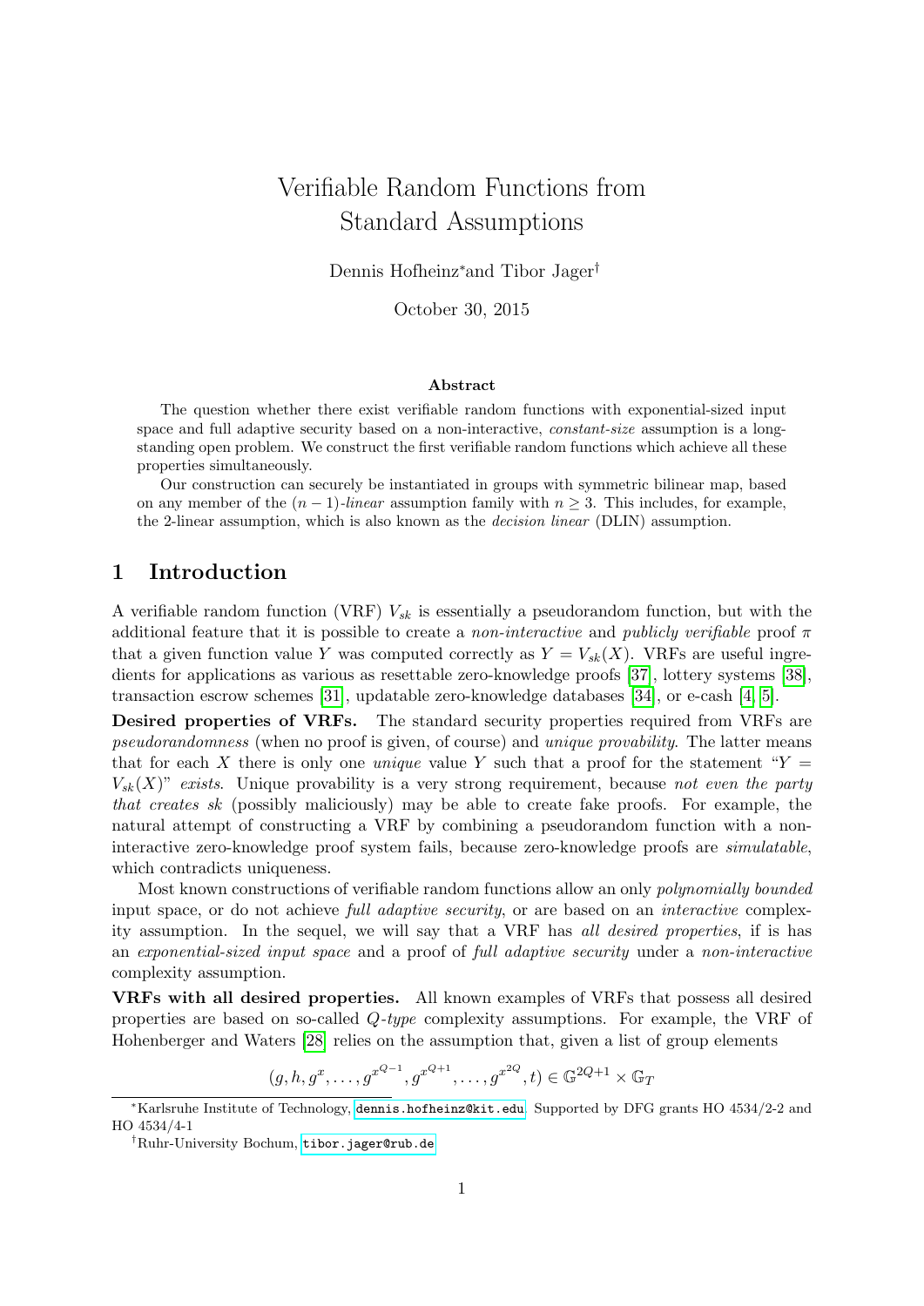// Verifiable Random Functions from Standard Assumptions

# Verifiable Random Functions from Standard Assumptions

Dennis Hofheinz* and Tibor Jager†

October 30, 2015

### Abstract

The question whether there exist verifiable random functions with exponential-sized input space and full adaptive security based on a non-interactive, *constant-size* assumption is a long-standing open problem. We construct the first verifiable random functions which achieve all these properties simultaneously.

Our construction can securely be instantiated in groups with symmetric bilinear map, based on any member of the $(n-1)$-*linear* assumption family with $n \geq 3$. This includes, for example, the 2-linear assumption, which is also known as the *decision linear* (DLIN) assumption.

## 1 Introduction

A verifiable random function (VRF) $V_{sk}$ is essentially a pseudorandom function, but with the additional feature that it is possible to create a *non-interactive* and *publicly verifiable* proof $\pi$ that a given function value $Y$ was computed correctly as $Y = V_{sk}(X)$. VRFs are useful ingredients for applications as various as resettable zero-knowledge proofs [37], lottery systems [38], transaction escrow schemes [31], updatable zero-knowledge databases [34], or e-cash [4, 5].

**Desired properties of VRFs.** The standard security properties required from VRFs are *pseudorandomness* (when no proof is given, of course) and *unique provability*. The latter means that for each $X$ there is only one *unique* value $Y$ such that a proof for the statement "$Y = V_{sk}(X)$" *exists*. Unique provability is a very strong requirement, because *not even the party that creates sk* (possibly maliciously) may be able to create fake proofs. For example, the natural attempt of constructing a VRF by combining a pseudorandom function with a non-interactive zero-knowledge proof system fails, because zero-knowledge proofs are *simulatable*, which contradicts uniqueness.

Most known constructions of verifiable random functions allow an only *polynomially bounded* input space, or do not achieve *full adaptive security*, or are based on an *interactive* complexity assumption. In the sequel, we will say that a VRF has *all desired properties*, if is has an *exponential-sized input space* and a proof of *full adaptive security* under a *non-interactive* complexity assumption.

**VRFs with all desired properties.** All known examples of VRFs that possess all desired properties are based on so-called *Q-type* complexity assumptions. For example, the VRF of Hohenberger and Waters [28] relies on the assumption that, given a list of group elements

$$(g, h, g^x, \dots, g^{x^{Q-1}}, g^{x^{Q+1}}, \dots, g^{x^{2Q}}, t) \in \mathbb{G}^{2Q+1} \times \mathbb{G}_T$$

*Karlsruhe Institute of Technology, dennis.hofheinz@kit.edu. Supported by DFG grants HO 4534/2-2 and HO 4534/4-1

†Ruhr-University Bochum, tibor.jager@rub.de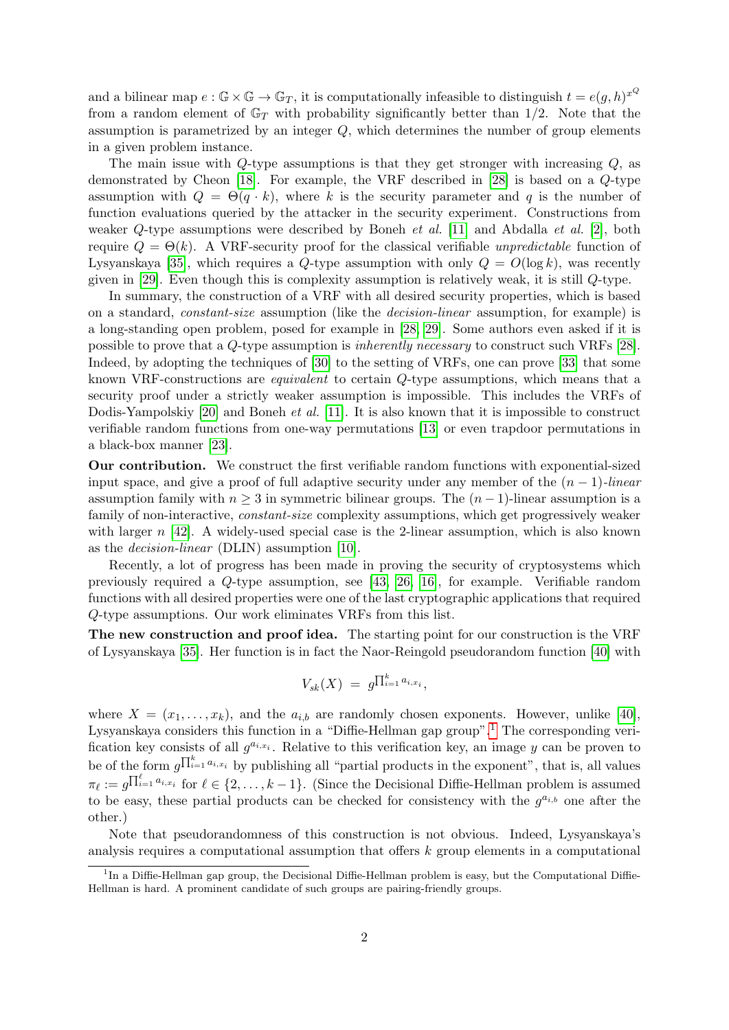and a bilinear map $e : \mathbb{G} \times \mathbb{G} \to \mathbb{G}_T$, it is computationally infeasible to distinguish $t = e(g, h)^{x^Q}$ from a random element of $\mathbb{G}_T$ with probability significantly better than 1/2. Note that the assumption is parametrized by an integer $Q$, which determines the number of group elements in a given problem instance.

The main issue with $Q$-type assumptions is that they get stronger with increasing $Q$, as demonstrated by Cheon [18]. For example, the VRF described in [28] is based on a $Q$-type assumption with $Q = \Theta(q \cdot k)$, where $k$ is the security parameter and $q$ is the number of function evaluations queried by the attacker in the security experiment. Constructions from weaker $Q$-type assumptions were described by Boneh *et al.* [11] and Abdalla *et al.* [2], both require $Q = \Theta(k)$. A VRF-security proof for the classical verifiable *unpredictable* function of Lysyanskaya [35], which requires a $Q$-type assumption with only $Q = O(\log k)$, was recently given in [29]. Even though this is complexity assumption is relatively weak, it is still $Q$-type.

In summary, the construction of a VRF with all desired security properties, which is based on a standard, *constant-size* assumption (like the *decision-linear* assumption, for example) is a long-standing open problem, posed for example in [28, 29]. Some authors even asked if it is possible to prove that a $Q$-type assumption is *inherently necessary* to construct such VRFs [28]. Indeed, by adopting the techniques of [30] to the setting of VRFs, one can prove [33] that some known VRF-constructions are *equivalent* to certain $Q$-type assumptions, which means that a security proof under a strictly weaker assumption is impossible. This includes the VRFs of Dodis-Yampolskiy [20] and Boneh *et al.* [11]. It is also known that it is impossible to construct verifiable random functions from one-way permutations [13] or even trapdoor permutations in a black-box manner [23].

**Our contribution.** We construct the first verifiable random functions with exponential-sized input space, and give a proof of full adaptive security under any member of the $(n-1)$-*linear* assumption family with $n \geq 3$ in symmetric bilinear groups. The $(n-1)$-linear assumption is a family of non-interactive, *constant-size* complexity assumptions, which get progressively weaker with larger $n$ [42]. A widely-used special case is the 2-linear assumption, which is also known as the *decision-linear* (DLIN) assumption [10].

Recently, a lot of progress has been made in proving the security of cryptosystems which previously required a $Q$-type assumption, see [43, 26, 16], for example. Verifiable random functions with all desired properties were one of the last cryptographic applications that required $Q$-type assumptions. Our work eliminates VRFs from this list.

**The new construction and proof idea.** The starting point for our construction is the VRF of Lysyanskaya [35]. Her function is in fact the Naor-Reingold pseudorandom function [40] with

$$V_{sk}(X) = g^{\prod_{i=1}^{k} a_{i,x_i}},$$

where $X = (x_1, \ldots, x_k)$, and the $a_{i,b}$ are randomly chosen exponents. However, unlike [40], Lysyanskaya considers this function in a "Diffie-Hellman gap group".[1] The corresponding verification key consists of all $g^{a_{i,x_i}}$. Relative to this verification key, an image $y$ can be proven to be of the form $g^{\prod_{i=1}^{k} a_{i,x_i}}$ by publishing all "partial products in the exponent", that is, all values $\pi_\ell := g^{\prod_{i=1}^{\ell} a_{i,x_i}}$ for $\ell \in \{2, \ldots, k-1\}$. (Since the Decisional Diffie-Hellman problem is assumed to be easy, these partial products can be checked for consistency with the $g^{a_{i,b}}$ one after the other.)

Note that pseudorandomness of this construction is not obvious. Indeed, Lysyanskaya's analysis requires a computational assumption that offers $k$ group elements in a computational

[1] In a Diffie-Hellman gap group, the Decisional Diffie-Hellman problem is easy, but the Computational Diffie-Hellman is hard. A prominent candidate of such groups are pairing-friendly groups.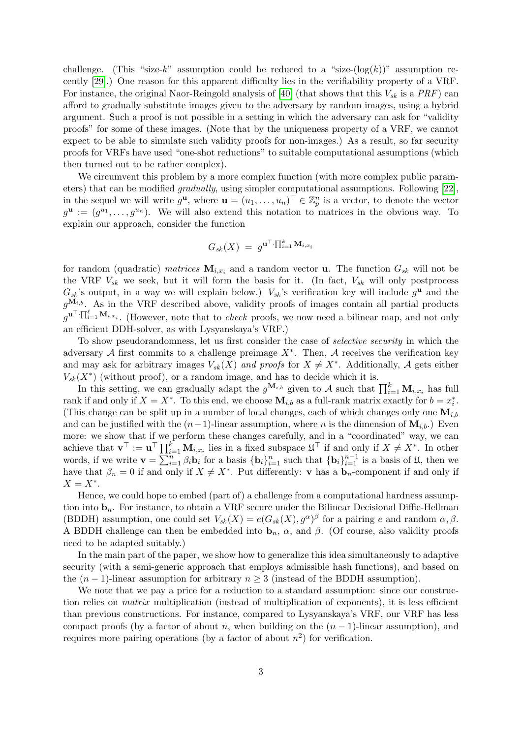challenge. (This "size-$k$" assumption could be reduced to a "size-$(\log(k))$" assumption recently [29].) One reason for this apparent difficulty lies in the verifiability property of a VRF. For instance, the original Naor-Reingold analysis of [40] (that shows that this $V_{sk}$ is a *PRF*) can afford to gradually substitute images given to the adversary by random images, using a hybrid argument. Such a proof is not possible in a setting in which the adversary can ask for "validity proofs" for some of these images. (Note that by the uniqueness property of a VRF, we cannot expect to be able to simulate such validity proofs for non-images.) As a result, so far security proofs for VRFs have used "one-shot reductions" to suitable computational assumptions (which then turned out to be rather complex).

We circumvent this problem by a more complex function (with more complex public parameters) that can be modified *gradually*, using simpler computational assumptions. Following [22], in the sequel we will write $g^{\mathbf{u}}$, where $\mathbf{u} = (u_1, \ldots, u_n)^\top \in \mathbb{Z}_p^n$ is a vector, to denote the vector $g^{\mathbf{u}} := (g^{u_1}, \ldots, g^{u_n})$. We will also extend this notation to matrices in the obvious way. To explain our approach, consider the function

$$G_{sk}(X) \;=\; g^{\mathbf{u}^\top \cdot \prod_{i=1}^{k} \mathbf{M}_{i,x_i}}$$

for random (quadratic) *matrices* $\mathbf{M}_{i,x_i}$ and a random vector $\mathbf{u}$. The function $G_{sk}$ will not be the VRF $V_{sk}$ we seek, but it will form the basis for it. (In fact, $V_{sk}$ will only postprocess $G_{sk}$'s output, in a way we will explain below.) $V_{sk}$'s verification key will include $g^{\mathbf{u}}$ and the $g^{\mathbf{M}_{i,b}}$. As in the VRF described above, validity proofs of images contain all partial products $g^{\mathbf{u}^\top \cdot \prod_{i=1}^{\ell} \mathbf{M}_{i,x_i}}$. (However, note that to *check* proofs, we now need a bilinear map, and not only an efficient DDH-solver, as with Lysyanskaya's VRF.)

To show pseudorandomness, let us first consider the case of *selective security* in which the adversary $\mathcal{A}$ first commits to a challenge preimage $X^*$. Then, $\mathcal{A}$ receives the verification key and may ask for arbitrary images $V_{sk}(X)$ *and proofs* for $X \neq X^*$. Additionally, $\mathcal{A}$ gets either $V_{sk}(X^*)$ (without proof), or a random image, and has to decide which it is.

In this setting, we can gradually adapt the $g^{\mathbf{M}_{i,b}}$ given to $\mathcal{A}$ such that $\prod_{i=1}^{k} \mathbf{M}_{i,x_i}$ has full rank if and only if $X = X^*$. To this end, we choose $\mathbf{M}_{i,b}$ as a full-rank matrix exactly for $b = x_i^*$. (This change can be split up in a number of local changes, each of which changes only one $\mathbf{M}_{i,b}$ and can be justified with the $(n-1)$-linear assumption, where $n$ is the dimension of $\mathbf{M}_{i,b}$.) Even more: we show that if we perform these changes carefully, and in a "coordinated" way, we can achieve that $\mathbf{v}^\top := \mathbf{u}^\top \prod_{i=1}^{k} \mathbf{M}_{i,x_i}$ lies in a fixed subspace $\mathfrak{U}^\top$ if and only if $X \neq X^*$. In other words, if we write $\mathbf{v} = \sum_{i=1}^{n} \beta_i \mathbf{b}_i$ for a basis $\{\mathbf{b}_i\}_{i=1}^{n}$ such that $\{\mathbf{b}_i\}_{i=1}^{n-1}$ is a basis of $\mathfrak{U}$, then we have that $\beta_n = 0$ if and only if $X \neq X^*$. Put differently: $\mathbf{v}$ has a $\mathbf{b}_n$-component if and only if $X = X^*$.

Hence, we could hope to embed (part of) a challenge from a computational hardness assumption into $\mathbf{b}_n$. For instance, to obtain a VRF secure under the Bilinear Decisional Diffie-Hellman (BDDH) assumption, one could set $V_{sk}(X) = e(G_{sk}(X), g^{\alpha})^{\beta}$ for a pairing $e$ and random $\alpha, \beta$. A BDDH challenge can then be embedded into $\mathbf{b}_n$, $\alpha$, and $\beta$. (Of course, also validity proofs need to be adapted suitably.)

In the main part of the paper, we show how to generalize this idea simultaneously to adaptive security (with a semi-generic approach that employs admissible hash functions), and based on the $(n-1)$-linear assumption for arbitrary $n \geq 3$ (instead of the BDDH assumption).

We note that we pay a price for a reduction to a standard assumption: since our construction relies on *matrix* multiplication (instead of multiplication of exponents), it is less efficient than previous constructions. For instance, compared to Lysyanskaya's VRF, our VRF has less compact proofs (by a factor of about $n$, when building on the $(n-1)$-linear assumption), and requires more pairing operations (by a factor of about $n^2$) for verification.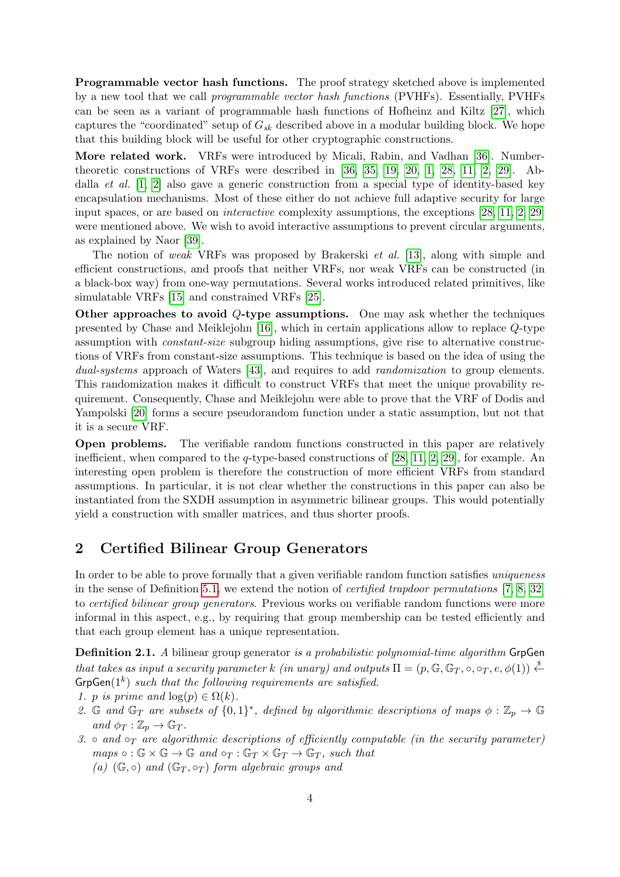**Programmable vector hash functions.** The proof strategy sketched above is implemented by a new tool that we call *programmable vector hash functions* (PVHFs). Essentially, PVHFs can be seen as a variant of programmable hash functions of Hofheinz and Kiltz [27], which captures the "coordinated" setup of $G_{sk}$ described above in a modular building block. We hope that this building block will be useful for other cryptographic constructions.

**More related work.** VRFs were introduced by Micali, Rabin, and Vadhan [36]. Number-theoretic constructions of VRFs were described in [36, 35, 19, 20, 1, 28, 11, 2, 29]. Abdalla *et al.* [1, 2] also gave a generic construction from a special type of identity-based key encapsulation mechanisms. Most of these either do not achieve full adaptive security for large input spaces, or are based on *interactive* complexity assumptions, the exceptions [28, 11, 2, 29] were mentioned above. We wish to avoid interactive assumptions to prevent circular arguments, as explained by Naor [39].

The notion of *weak* VRFs was proposed by Brakerski *et al.* [13], along with simple and efficient constructions, and proofs that neither VRFs, nor weak VRFs can be constructed (in a black-box way) from one-way permutations. Several works introduced related primitives, like simulatable VRFs [15] and constrained VRFs [25].

**Other approaches to avoid $Q$-type assumptions.** One may ask whether the techniques presented by Chase and Meiklejohn [16], which in certain applications allow to replace $Q$-type assumption with *constant-size* subgroup hiding assumptions, give rise to alternative constructions of VRFs from constant-size assumptions. This technique is based on the idea of using the *dual-systems* approach of Waters [43], and requires to add *randomization* to group elements. This randomization makes it difficult to construct VRFs that meet the unique provability requirement. Consequently, Chase and Meiklejohn were able to prove that the VRF of Dodis and Yampolski [20] forms a secure pseudorandom function under a static assumption, but not that it is a secure VRF.

**Open problems.** The verifiable random functions constructed in this paper are relatively inefficient, when compared to the $q$-type-based constructions of [28, 11, 2, 29], for example. An interesting open problem is therefore the construction of more efficient VRFs from standard assumptions. In particular, it is not clear whether the constructions in this paper can also be instantiated from the SXDH assumption in asymmetric bilinear groups. This would potentially yield a construction with smaller matrices, and thus shorter proofs.

## 2 Certified Bilinear Group Generators

In order to be able to prove formally that a given verifiable random function satisfies *uniqueness* in the sense of Definition 5.1, we extend the notion of *certified trapdoor permutations* [7, 8, 32] to *certified bilinear group generators*. Previous works on verifiable random functions were more informal in this aspect, e.g., by requiring that group membership can be tested efficiently and that each group element has a unique representation.

**Definition 2.1.** *A* bilinear group generator *is a probabilistic polynomial-time algorithm* $\mathsf{GrpGen}$ *that takes as input a security parameter $k$ (in unary) and outputs* $\Pi = (p, \mathbb{G}, \mathbb{G}_T, \circ, \circ_T, e, \phi(1)) \xleftarrow{\$} \mathsf{GrpGen}(1^k)$ *such that the following requirements are satisfied.*

1. *$p$ is prime and $\log(p) \in \Omega(k)$.*
2. *$\mathbb{G}$ and $\mathbb{G}_T$ are subsets of $\{0,1\}^*$, defined by algorithmic descriptions of maps $\phi : \mathbb{Z}_p \to \mathbb{G}$ and $\phi_T : \mathbb{Z}_p \to \mathbb{G}_T$.*
3. *$\circ$ and $\circ_T$ are algorithmic descriptions of efficiently computable (in the security parameter) maps $\circ : \mathbb{G} \times \mathbb{G} \to \mathbb{G}$ and $\circ_T : \mathbb{G}_T \times \mathbb{G}_T \to \mathbb{G}_T$, such that*
   *(a) $(\mathbb{G}, \circ)$ and $(\mathbb{G}_T, \circ_T)$ form algebraic groups and*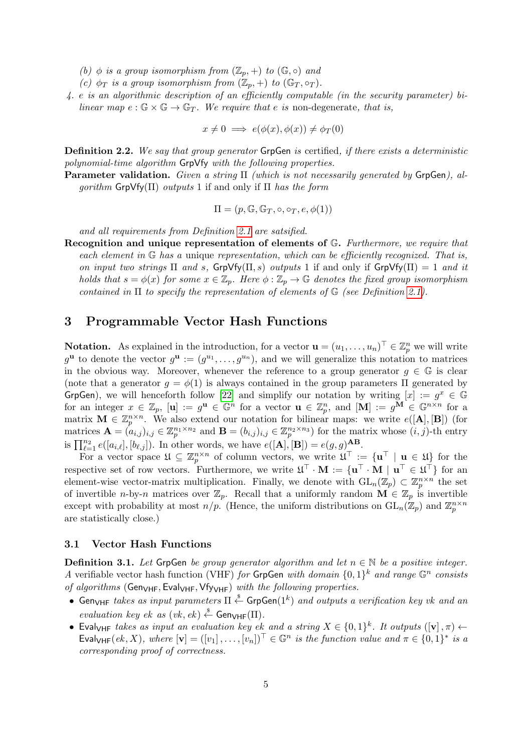*(b) $\phi$ is a group isomorphism from $(\mathbb{Z}_p, +)$ to $(\mathbb{G}, \circ)$ and*

*(c) $\phi_T$ is a group isomorphism from $(\mathbb{Z}_p, +)$ to $(\mathbb{G}_T, \circ_T)$.*

*4. $e$ is an algorithmic description of an efficiently computable (in the security parameter) bilinear map $e : \mathbb{G} \times \mathbb{G} \to \mathbb{G}_T$. We require that $e$ is* non-degenerate*, that is,*

$$x \neq 0 \implies e(\phi(x), \phi(x)) \neq \phi_T(0)$$

**Definition 2.2.** *We say that group generator* GrpGen *is* certified*, if there exists a deterministic polynomial-time algorithm* GrpVfy *with the following properties.*

**Parameter validation.** *Given a string $\Pi$ (which is not necessarily generated by* GrpGen*), algorithm* $\mathsf{GrpVfy}(\Pi)$ *outputs* 1 if and only if *$\Pi$ has the form*

$$\Pi = (p, \mathbb{G}, \mathbb{G}_T, \circ, \circ_T, e, \phi(1))$$

*and all requirements from Definition 2.1 are satsified.*

**Recognition and unique representation of elements of $\mathbb{G}$.** *Furthermore, we require that each element in $\mathbb{G}$ has a unique representation, which can be efficiently recognized. That is, on input two strings $\Pi$ and $s$,* $\mathsf{GrpVfy}(\Pi, s)$ *outputs* 1 if and only if $\mathsf{GrpVfy}(\Pi) = 1$ *and it holds that $s = \phi(x)$ for some $x \in \mathbb{Z}_p$. Here $\phi : \mathbb{Z}_p \to \mathbb{G}$ denotes the fixed group isomorphism contained in $\Pi$ to specify the representation of elements of $\mathbb{G}$ (see Definition 2.1).*

# 3 Programmable Vector Hash Functions

**Notation.** As explained in the introduction, for a vector $\mathbf{u} = (u_1, \ldots, u_n)^\top \in \mathbb{Z}_p^n$ we will write $g^{\mathbf{u}}$ to denote the vector $g^{\mathbf{u}} := (g^{u_1}, \ldots, g^{u_n})$, and we will generalize this notation to matrices in the obvious way. Moreover, whenever the reference to a group generator $g \in \mathbb{G}$ is clear (note that a generator $g = \phi(1)$ is always contained in the group parameters $\Pi$ generated by GrpGen), we will henceforth follow [22] and simplify our notation by writing $[x] := g^x \in \mathbb{G}$ for an integer $x \in \mathbb{Z}_p$, $[\mathbf{u}] := g^{\mathbf{u}} \in \mathbb{G}^n$ for a vector $\mathbf{u} \in \mathbb{Z}_p^n$, and $[\mathbf{M}] := g^{\mathbf{M}} \in \mathbb{G}^{n \times n}$ for a matrix $\mathbf{M} \in \mathbb{Z}_p^{n \times n}$. We also extend our notation for bilinear maps: we write $e([\mathbf{A}], [\mathbf{B}])$ (for matrices $\mathbf{A} = (a_{i,j})_{i,j} \in \mathbb{Z}_p^{n_1 \times n_2}$ and $\mathbf{B} = (b_{i,j})_{i,j} \in \mathbb{Z}_p^{n_2 \times n_3}$) for the matrix whose $(i, j)$-th entry is $\prod_{\ell=1}^{n_2} e([a_{i,\ell}], [b_{\ell,j}])$. In other words, we have $e([\mathbf{A}], [\mathbf{B}]) = e(g, g)^{\mathbf{AB}}$.

For a vector space $\mathfrak{U} \subseteq \mathbb{Z}_p^{n \times n}$ of column vectors, we write $\mathfrak{U}^\top := \{\mathbf{u}^\top \mid \mathbf{u} \in \mathfrak{U}\}$ for the respective set of row vectors. Furthermore, we write $\mathfrak{U}^\top \cdot \mathbf{M} := \{\mathbf{u}^\top \cdot \mathbf{M} \mid \mathbf{u}^\top \in \mathfrak{U}^\top\}$ for an element-wise vector-matrix multiplication. Finally, we denote with $\mathrm{GL}_n(\mathbb{Z}_p) \subset \mathbb{Z}_p^{n \times n}$ the set of invertible $n$-by-$n$ matrices over $\mathbb{Z}_p$. Recall that a uniformly random $\mathbf{M} \in \mathbb{Z}_p$ is invertible except with probability at most $n/p$. (Hence, the uniform distributions on $\mathrm{GL}_n(\mathbb{Z}_p)$ and $\mathbb{Z}_p^{n \times n}$ are statistically close.)

## 3.1 Vector Hash Functions

**Definition 3.1.** *Let* GrpGen *be group generator algorithm and let $n \in \mathbb{N}$ be a positive integer. A* verifiable vector hash function *(VHF) for* GrpGen *with domain $\{0, 1\}^k$ and range $\mathbb{G}^n$ consists of algorithms* $(\mathsf{Gen}_{\mathsf{VHF}}, \mathsf{Eval}_{\mathsf{VHF}}, \mathsf{Vfy}_{\mathsf{VHF}})$ *with the following properties.*

- $\mathsf{Gen}_{\mathsf{VHF}}$ *takes as input parameters $\Pi \xleftarrow{\$} \mathsf{GrpGen}(1^k)$ and outputs a verification key $vk$ and an evaluation key $ek$ as $(vk, ek) \xleftarrow{\$} \mathsf{Gen}_{\mathsf{VHF}}(\Pi)$.*
- $\mathsf{Eval}_{\mathsf{VHF}}$ *takes as input an evaluation key $ek$ and a string $X \in \{0, 1\}^k$. It outputs $([\mathbf{v}], \pi) \leftarrow \mathsf{Eval}_{\mathsf{VHF}}(ek, X)$, where $[\mathbf{v}] = ([v_1], \ldots, [v_n])^\top \in \mathbb{G}^n$ is the function value and $\pi \in \{0, 1\}^*$ is a corresponding proof of correctness.*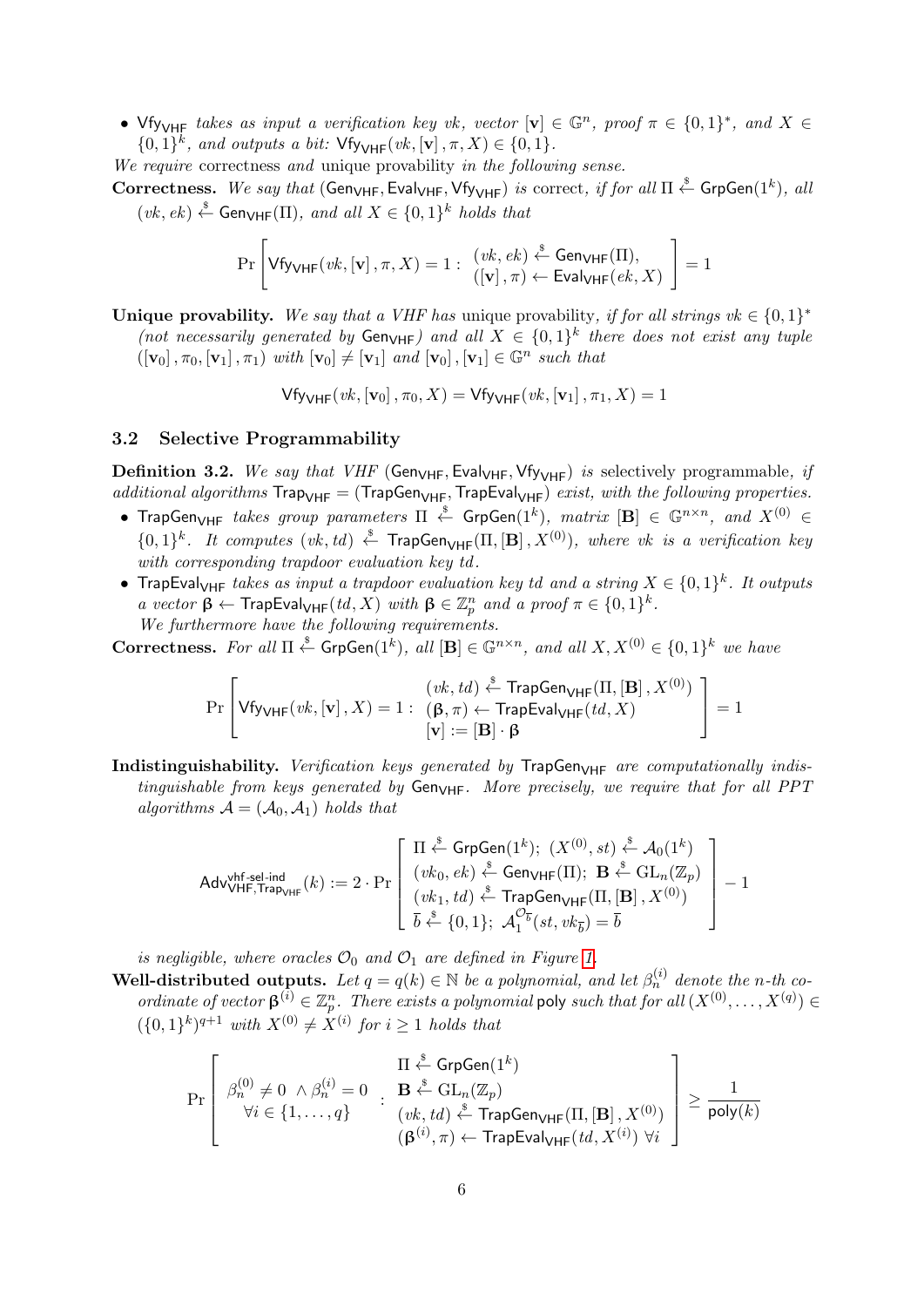- $\mathsf{Vfy_{VHF}}$ *takes as input a verification key* $vk$*, vector* $[\mathbf{v}] \in \mathbb{G}^n$*, proof* $\pi \in \{0,1\}^*$*, and* $X \in \{0,1\}^k$*, and outputs a bit:* $\mathsf{Vfy_{VHF}}(vk, [\mathbf{v}], \pi, X) \in \{0,1\}$.

*We require* correctness *and* unique provability *in the following sense.*

**Correctness.** *We say that* $(\mathsf{Gen_{VHF}}, \mathsf{Eval_{VHF}}, \mathsf{Vfy_{VHF}})$ *is* correct*, if for all* $\Pi \xleftarrow{\$} \mathsf{GrpGen}(1^k)$*, all* $(vk, ek) \xleftarrow{\$} \mathsf{Gen_{VHF}}(\Pi)$*, and all* $X \in \{0,1\}^k$ *holds that*

$$\Pr\left[\mathsf{Vfy_{VHF}}(vk, [\mathbf{v}], \pi, X) = 1 : \begin{array}{l}(vk, ek) \xleftarrow{\$} \mathsf{Gen_{VHF}}(\Pi), \\ ([\mathbf{v}], \pi) \leftarrow \mathsf{Eval_{VHF}}(ek, X)\end{array}\right] = 1$$

**Unique provability.** *We say that a VHF has* unique provability*, if for all strings* $vk \in \{0,1\}^*$ *(not necessarily generated by* $\mathsf{Gen_{VHF}}$*) and all* $X \in \{0,1\}^k$ *there does not exist any tuple* $([\mathbf{v}_0], \pi_0, [\mathbf{v}_1], \pi_1)$ *with* $[\mathbf{v}_0] \neq [\mathbf{v}_1]$ *and* $[\mathbf{v}_0], [\mathbf{v}_1] \in \mathbb{G}^n$ *such that*

$$\mathsf{Vfy_{VHF}}(vk, [\mathbf{v}_0], \pi_0, X) = \mathsf{Vfy_{VHF}}(vk, [\mathbf{v}_1], \pi_1, X) = 1$$

### 3.2 Selective Programmability

**Definition 3.2.** *We say that VHF* $(\mathsf{Gen_{VHF}}, \mathsf{Eval_{VHF}}, \mathsf{Vfy_{VHF}})$ *is* selectively programmable*, if additional algorithms* $\mathsf{Trap_{VHF}} = (\mathsf{TrapGen_{VHF}}, \mathsf{TrapEval_{VHF}})$ *exist, with the following properties.*

- $\mathsf{TrapGen_{VHF}}$ *takes group parameters* $\Pi \xleftarrow{\$} \mathsf{GrpGen}(1^k)$*, matrix* $[\mathbf{B}] \in \mathbb{G}^{n \times n}$*, and* $X^{(0)} \in \{0,1\}^k$*. It computes* $(vk, td) \xleftarrow{\$} \mathsf{TrapGen_{VHF}}(\Pi, [\mathbf{B}], X^{(0)})$*, where* $vk$ *is a verification key with corresponding trapdoor evaluation key* $td$.
- $\mathsf{TrapEval_{VHF}}$ *takes as input a trapdoor evaluation key* $td$ *and a string* $X \in \{0,1\}^k$*. It outputs a vector* $\boldsymbol{\beta} \leftarrow \mathsf{TrapEval_{VHF}}(td, X)$ *with* $\boldsymbol{\beta} \in \mathbb{Z}_p^n$ *and a proof* $\pi \in \{0,1\}^k$.

*We furthermore have the following requirements.*

**Correctness.** *For all* $\Pi \xleftarrow{\$} \mathsf{GrpGen}(1^k)$*, all* $[\mathbf{B}] \in \mathbb{G}^{n \times n}$*, and all* $X, X^{(0)} \in \{0,1\}^k$ *we have*

$$\Pr\left[\mathsf{Vfy_{VHF}}(vk, [\mathbf{v}], X) = 1 : \begin{array}{l}(vk, td) \xleftarrow{\$} \mathsf{TrapGen_{VHF}}(\Pi, [\mathbf{B}], X^{(0)}) \\ (\boldsymbol{\beta}, \pi) \leftarrow \mathsf{TrapEval_{VHF}}(td, X) \\ [\mathbf{v}] := [\mathbf{B}] \cdot \boldsymbol{\beta}\end{array}\right] = 1$$

**Indistinguishability.** *Verification keys generated by* $\mathsf{TrapGen_{VHF}}$ *are computationally indistinguishable from keys generated by* $\mathsf{Gen_{VHF}}$*. More precisely, we require that for all PPT algorithms* $\mathcal{A} = (\mathcal{A}_0, \mathcal{A}_1)$ *holds that*

$$\mathsf{Adv}^{\mathsf{vhf\text{-}sel\text{-}ind}}_{\mathsf{VHF},\mathsf{Trap_{VHF}}}(k) := 2 \cdot \Pr\left[\begin{array}{l}\Pi \xleftarrow{\$} \mathsf{GrpGen}(1^k);\ (X^{(0)}, st) \xleftarrow{\$} \mathcal{A}_0(1^k) \\ (vk_0, ek) \xleftarrow{\$} \mathsf{Gen_{VHF}}(\Pi);\ \mathbf{B} \xleftarrow{\$} \mathrm{GL}_n(\mathbb{Z}_p) \\ (vk_1, td) \xleftarrow{\$} \mathsf{TrapGen_{VHF}}(\Pi, [\mathbf{B}], X^{(0)}) \\ \overline{b} \xleftarrow{\$} \{0,1\};\ \mathcal{A}_1^{\mathcal{O}_{\overline{b}}}(st, vk_{\overline{b}}) = \overline{b}\end{array}\right] - 1$$

*is negligible, where oracles* $\mathcal{O}_0$ *and* $\mathcal{O}_1$ *are defined in Figure 1.*

**Well-distributed outputs.** *Let* $q = q(k) \in \mathbb{N}$ *be a polynomial, and let* $\beta_n^{(i)}$ *denote the* $n$*-th coordinate of vector* $\boldsymbol{\beta}^{(i)} \in \mathbb{Z}_p^n$*. There exists a polynomial* $\mathsf{poly}$ *such that for all* $(X^{(0)}, \ldots, X^{(q)}) \in (\{0,1\}^k)^{q+1}$ *with* $X^{(0)} \neq X^{(i)}$ *for* $i \geq 1$ *holds that*

$$\Pr\left[\begin{array}{c}\beta_n^{(0)} \neq 0\ \wedge \beta_n^{(i)} = 0 \\ \forall i \in \{1,\ldots,q\}\end{array} : \begin{array}{l}\Pi \xleftarrow{\$} \mathsf{GrpGen}(1^k) \\ \mathbf{B} \xleftarrow{\$} \mathrm{GL}_n(\mathbb{Z}_p) \\ (vk, td) \xleftarrow{\$} \mathsf{TrapGen_{VHF}}(\Pi, [\mathbf{B}], X^{(0)}) \\ (\boldsymbol{\beta}^{(i)}, \pi) \leftarrow \mathsf{TrapEval_{VHF}}(td, X^{(i)})\ \forall i\end{array}\right] \geq \frac{1}{\mathsf{poly}(k)}$$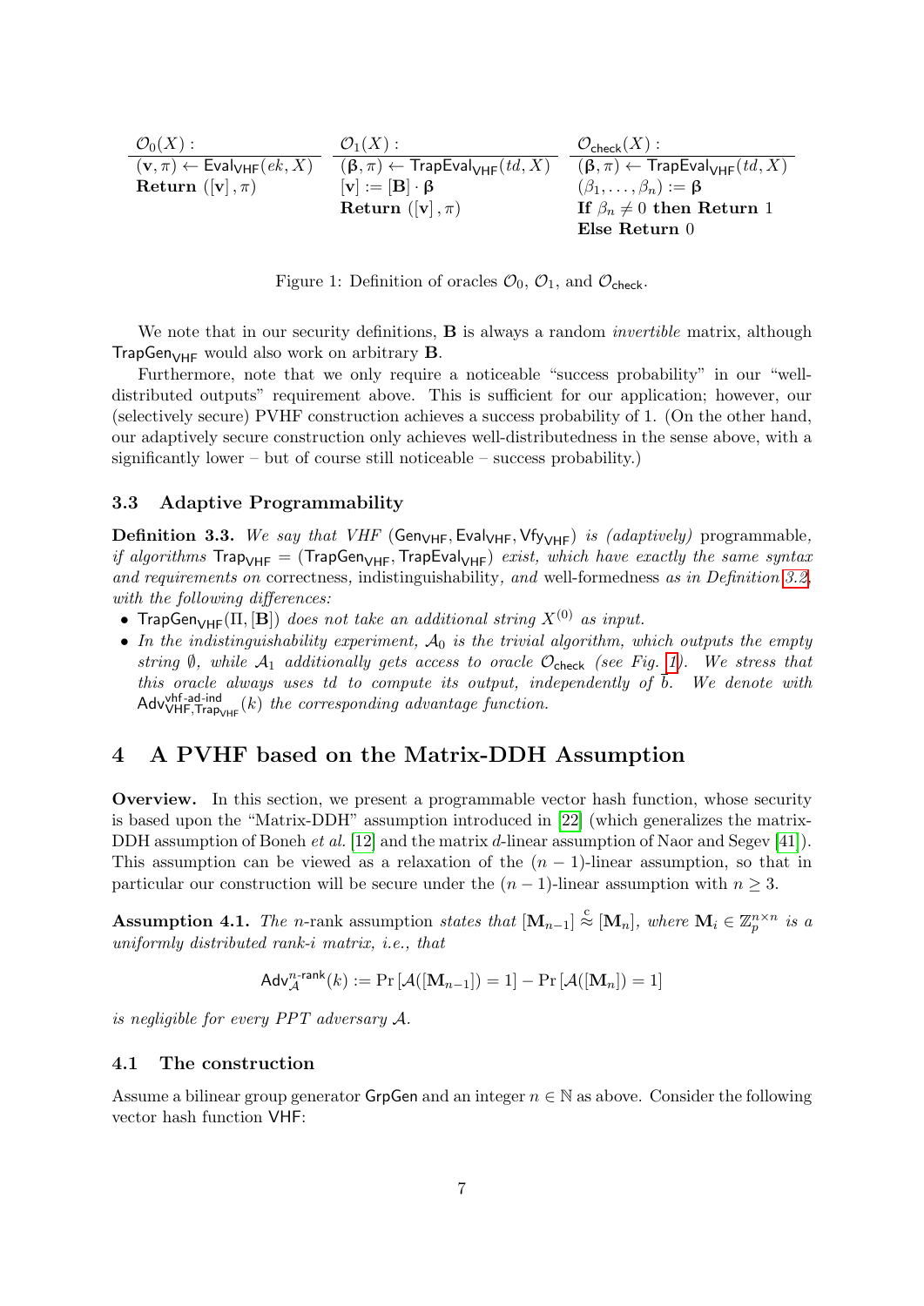| $\mathcal{O}_0(X)$ : | $\mathcal{O}_1(X)$ : | $\mathcal{O}_{\mathsf{check}}(X)$ : |
|---|---|---|
| $(\mathbf{v}, \pi) \leftarrow \mathsf{Eval}_{\mathsf{VHF}}(ek, X)$ | $(\boldsymbol{\beta}, \pi) \leftarrow \mathsf{TrapEval}_{\mathsf{VHF}}(td, X)$ | $(\boldsymbol{\beta}, \pi) \leftarrow \mathsf{TrapEval}_{\mathsf{VHF}}(td, X)$ |
| **Return** $([\mathbf{v}], \pi)$ | $[\mathbf{v}] := [\mathbf{B}] \cdot \boldsymbol{\beta}$ | $(\beta_1, \dots, \beta_n) := \boldsymbol{\beta}$ |
| | **Return** $([\mathbf{v}], \pi)$ | **If** $\beta_n \neq 0$ **then Return** 1 |
| | | **Else Return** 0 |

Figure 1: Definition of oracles $\mathcal{O}_0$, $\mathcal{O}_1$, and $\mathcal{O}_{\mathsf{check}}$.

We note that in our security definitions, $\mathbf{B}$ is always a random *invertible* matrix, although $\mathsf{TrapGen}_{\mathsf{VHF}}$ would also work on arbitrary $\mathbf{B}$.

Furthermore, note that we only require a noticeable "success probability" in our "well-distributed outputs" requirement above. This is sufficient for our application; however, our (selectively secure) PVHF construction achieves a success probability of 1. (On the other hand, our adaptively secure construction only achieves well-distributedness in the sense above, with a significantly lower – but of course still noticeable – success probability.)

### 3.3 Adaptive Programmability

**Definition 3.3.** *We say that VHF* $(\mathsf{Gen}_{\mathsf{VHF}}, \mathsf{Eval}_{\mathsf{VHF}}, \mathsf{Vfy}_{\mathsf{VHF}})$ *is (adaptively)* programmable*, if algorithms* $\mathsf{Trap}_{\mathsf{VHF}} = (\mathsf{TrapGen}_{\mathsf{VHF}}, \mathsf{TrapEval}_{\mathsf{VHF}})$ *exist, which have exactly the same syntax and requirements on* correctness*,* indistinguishability*, and* well-formedness *as in Definition 3.2, with the following differences:*

- $\mathsf{TrapGen}_{\mathsf{VHF}}(\Pi, [\mathbf{B}])$ *does not take an additional string* $X^{(0)}$ *as input.*
- *In the indistinguishability experiment,* $\mathcal{A}_0$ *is the trivial algorithm, which outputs the empty string* $\emptyset$*, while* $\mathcal{A}_1$ *additionally gets access to oracle* $\mathcal{O}_{\mathsf{check}}$ *(see Fig. 1). We stress that this oracle always uses* $td$ *to compute its output, independently of* $b$*. We denote with* $\mathsf{Adv}^{\mathsf{vhf\text{-}ad\text{-}ind}}_{\mathsf{VHF},\mathsf{Trap}_{\mathsf{VHF}}}(k)$ *the corresponding advantage function.*

## 4 A PVHF based on the Matrix-DDH Assumption

**Overview.** In this section, we present a programmable vector hash function, whose security is based upon the "Matrix-DDH" assumption introduced in [22] (which generalizes the matrix-DDH assumption of Boneh *et al.* [12] and the matrix $d$-linear assumption of Naor and Segev [41]). This assumption can be viewed as a relaxation of the $(n-1)$-linear assumption, so that in particular our construction will be secure under the $(n-1)$-linear assumption with $n \geq 3$.

**Assumption 4.1.** *The* $n$-rank assumption *states that* $[\mathbf{M}_{n-1}] \stackrel{c}{\approx} [\mathbf{M}_n]$*, where* $\mathbf{M}_i \in \mathbb{Z}_p^{n \times n}$ *is a uniformly distributed rank-*$i$ *matrix, i.e., that*

$$\mathsf{Adv}^{n\text{-rank}}_{\mathcal{A}}(k) := \Pr\left[\mathcal{A}([\mathbf{M}_{n-1}]) = 1\right] - \Pr\left[\mathcal{A}([\mathbf{M}_n]) = 1\right]$$

*is negligible for every PPT adversary* $\mathcal{A}$.

### 4.1 The construction

Assume a bilinear group generator $\mathsf{GrpGen}$ and an integer $n \in \mathbb{N}$ as above. Consider the following vector hash function $\mathsf{VHF}$: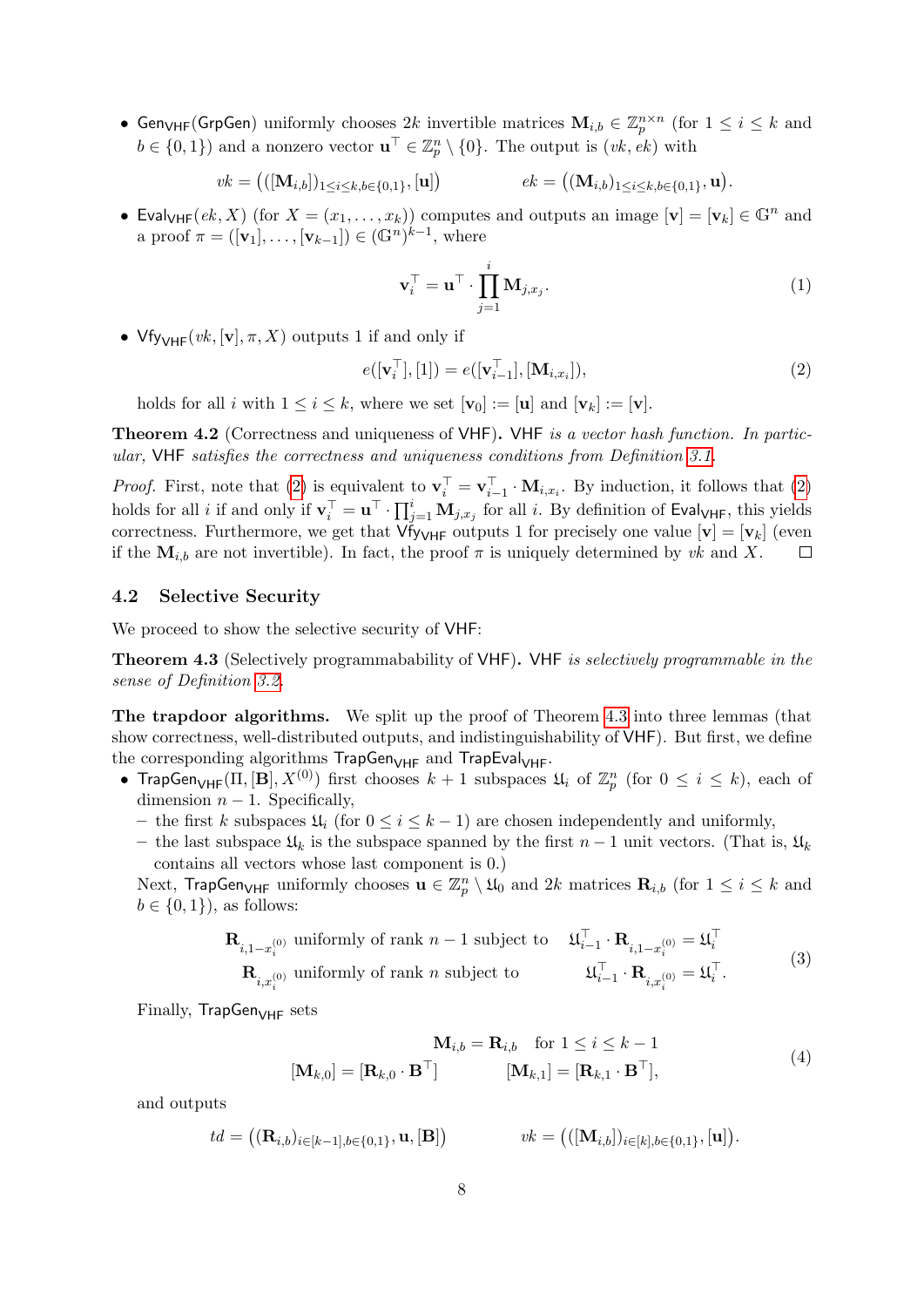- $\mathsf{Gen}_{\mathsf{VHF}}(\mathsf{GrpGen})$ uniformly chooses $2k$ invertible matrices $\mathbf{M}_{i,b} \in \mathbb{Z}_p^{n\times n}$ (for $1 \le i \le k$ and $b \in \{0,1\}$) and a nonzero vector $\mathbf{u}^\top \in \mathbb{Z}_p^n \setminus \{0\}$. The output is $(vk, ek)$ with

$$vk = \left(([\mathbf{M}_{i,b}])_{1\le i\le k, b\in\{0,1\}}, [\mathbf{u}]\right) \qquad\qquad ek = \left((\mathbf{M}_{i,b})_{1\le i\le k, b\in\{0,1\}}, \mathbf{u}\right).$$

- $\mathsf{Eval}_{\mathsf{VHF}}(ek, X)$ (for $X = (x_1, \dots, x_k)$) computes and outputs an image $[\mathbf{v}] = [\mathbf{v}_k] \in \mathbb{G}^n$ and a proof $\pi = ([\mathbf{v}_1], \dots, [\mathbf{v}_{k-1}]) \in (\mathbb{G}^n)^{k-1}$, where

$$\mathbf{v}_i^\top = \mathbf{u}^\top \cdot \prod_{j=1}^{i} \mathbf{M}_{j,x_j}. \tag{1}$$

- $\mathsf{Vfy}_{\mathsf{VHF}}(vk, [\mathbf{v}], \pi, X)$ outputs 1 if and only if

$$e([\mathbf{v}_i^\top], [1]) = e([\mathbf{v}_{i-1}^\top], [\mathbf{M}_{i,x_i}]), \tag{2}$$

holds for all $i$ with $1 \le i \le k$, where we set $[\mathbf{v}_0] := [\mathbf{u}]$ and $[\mathbf{v}_k] := [\mathbf{v}]$.

**Theorem 4.2** (Correctness and uniqueness of $\mathsf{VHF}$). *$\mathsf{VHF}$ is a vector hash function. In particular, $\mathsf{VHF}$ satisfies the correctness and uniqueness conditions from Definition 3.1.*

*Proof.* First, note that (2) is equivalent to $\mathbf{v}_i^\top = \mathbf{v}_{i-1}^\top \cdot \mathbf{M}_{i,x_i}$. By induction, it follows that (2) holds for all $i$ if and only if $\mathbf{v}_i^\top = \mathbf{u}^\top \cdot \prod_{j=1}^{i} \mathbf{M}_{j,x_j}$ for all $i$. By definition of $\mathsf{Eval}_{\mathsf{VHF}}$, this yields correctness. Furthermore, we get that $\mathsf{Vfy}_{\mathsf{VHF}}$ outputs 1 for precisely one value $[\mathbf{v}] = [\mathbf{v}_k]$ (even if the $\mathbf{M}_{i,b}$ are not invertible). In fact, the proof $\pi$ is uniquely determined by $vk$ and $X$. □

### 4.2 Selective Security

We proceed to show the selective security of $\mathsf{VHF}$:

**Theorem 4.3** (Selectively programmability of $\mathsf{VHF}$). *$\mathsf{VHF}$ is selectively programmable in the sense of Definition 3.2.*

**The trapdoor algorithms.** We split up the proof of Theorem 4.3 into three lemmas (that show correctness, well-distributed outputs, and indistinguishability of $\mathsf{VHF}$). But first, we define the corresponding algorithms $\mathsf{TrapGen}_{\mathsf{VHF}}$ and $\mathsf{TrapEval}_{\mathsf{VHF}}$.

- $\mathsf{TrapGen}_{\mathsf{VHF}}(\Pi, [\mathbf{B}], X^{(0)})$ first chooses $k+1$ subspaces $\mathfrak{U}_i$ of $\mathbb{Z}_p^n$ (for $0 \le i \le k$), each of dimension $n-1$. Specifically,
  - the first $k$ subspaces $\mathfrak{U}_i$ (for $0 \le i \le k-1$) are chosen independently and uniformly,
  - the last subspace $\mathfrak{U}_k$ is the subspace spanned by the first $n-1$ unit vectors. (That is, $\mathfrak{U}_k$ contains all vectors whose last component is 0.)

  Next, $\mathsf{TrapGen}_{\mathsf{VHF}}$ uniformly chooses $\mathbf{u} \in \mathbb{Z}_p^n \setminus \mathfrak{U}_0$ and $2k$ matrices $\mathbf{R}_{i,b}$ (for $1 \le i \le k$ and $b \in \{0,1\}$), as follows:

$$\begin{aligned} &\mathbf{R}_{i,1-x_i^{(0)}} \text{ uniformly of rank } n-1 \text{ subject to} \quad \mathfrak{U}_{i-1}^\top \cdot \mathbf{R}_{i,1-x_i^{(0)}} = \mathfrak{U}_i^\top \\ &\mathbf{R}_{i,x_i^{(0)}} \text{ uniformly of rank } n \text{ subject to} \quad \mathfrak{U}_{i-1}^\top \cdot \mathbf{R}_{i,x_i^{(0)}} = \mathfrak{U}_i^\top. \end{aligned} \tag{3}$$

  Finally, $\mathsf{TrapGen}_{\mathsf{VHF}}$ sets

$$\begin{aligned} \mathbf{M}_{i,b} &= \mathbf{R}_{i,b} \quad \text{for } 1 \le i \le k-1 \\ [\mathbf{M}_{k,0}] = [\mathbf{R}_{k,0} \cdot \mathbf{B}^\top] & \qquad [\mathbf{M}_{k,1}] = [\mathbf{R}_{k,1} \cdot \mathbf{B}^\top], \end{aligned} \tag{4}$$

  and outputs

$$td = \left((\mathbf{R}_{i,b})_{i\in[k-1], b\in\{0,1\}}, \mathbf{u}, [\mathbf{B}]\right) \qquad\qquad vk = \left(([\mathbf{M}_{i,b}])_{i\in[k], b\in\{0,1\}}, [\mathbf{u}]\right).$$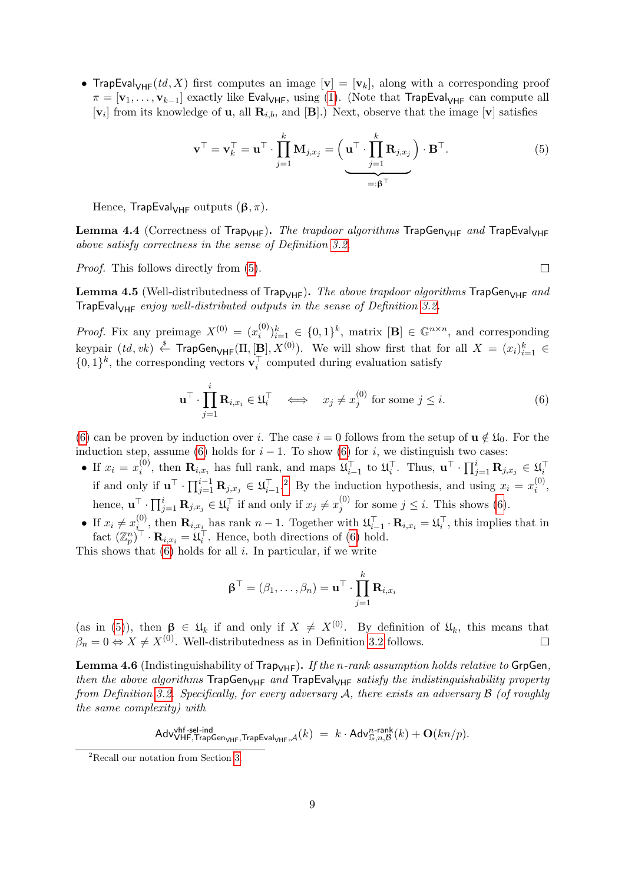- $\mathsf{TrapEval}_{\mathsf{VHF}}(td, X)$ first computes an image $[\mathbf{v}] = [\mathbf{v}_k]$, along with a corresponding proof $\pi = [\mathbf{v}_1, \dots, \mathbf{v}_{k-1}]$ exactly like $\mathsf{Eval}_{\mathsf{VHF}}$, using (1). (Note that $\mathsf{TrapEval}_{\mathsf{VHF}}$ can compute all $[\mathbf{v}_i]$ from its knowledge of $\mathbf{u}$, all $\mathbf{R}_{i,b}$, and $[\mathbf{B}]$.) Next, observe that the image $[\mathbf{v}]$ satisfies

$$\mathbf{v}^\top = \mathbf{v}_k^\top = \mathbf{u}^\top \cdot \prod_{j=1}^{k} \mathbf{M}_{j,x_j} = \underbrace{\left( \mathbf{u}^\top \cdot \prod_{j=1}^{k} \mathbf{R}_{j,x_j} \right)}_{=:\boldsymbol{\beta}^\top} \cdot \mathbf{B}^\top. \tag{5}$$

Hence, $\mathsf{TrapEval}_{\mathsf{VHF}}$ outputs $(\boldsymbol{\beta}, \pi)$.

**Lemma 4.4** (Correctness of $\mathsf{Trap}_{\mathsf{VHF}}$). *The trapdoor algorithms $\mathsf{TrapGen}_{\mathsf{VHF}}$ and $\mathsf{TrapEval}_{\mathsf{VHF}}$ above satisfy correctness in the sense of Definition 3.2.*

*Proof.* This follows directly from (5). ∎

**Lemma 4.5** (Well-distributedness of $\mathsf{Trap}_{\mathsf{VHF}}$). *The above trapdoor algorithms $\mathsf{TrapGen}_{\mathsf{VHF}}$ and $\mathsf{TrapEval}_{\mathsf{VHF}}$ enjoy well-distributed outputs in the sense of Definition 3.2.*

*Proof.* Fix any preimage $X^{(0)} = (x_i^{(0)})_{i=1}^k \in \{0,1\}^k$, matrix $[\mathbf{B}] \in \mathbb{G}^{n\times n}$, and corresponding keypair $(td, vk) \overset{\$}{\leftarrow} \mathsf{TrapGen}_{\mathsf{VHF}}(\Pi, [\mathbf{B}], X^{(0)})$. We will show first that for all $X = (x_i)_{i=1}^k \in \{0,1\}^k$, the corresponding vectors $\mathbf{v}_i^\top$ computed during evaluation satisfy

$$\mathbf{u}^\top \cdot \prod_{j=1}^{i} \mathbf{R}_{i,x_i} \in \mathfrak{U}_i^\top \quad \Longleftrightarrow \quad x_j \neq x_j^{(0)} \text{ for some } j \leq i. \tag{6}$$

(6) can be proven by induction over $i$. The case $i = 0$ follows from the setup of $\mathbf{u} \notin \mathfrak{U}_0$. For the induction step, assume (6) holds for $i-1$. To show (6) for $i$, we distinguish two cases:

- If $x_i = x_i^{(0)}$, then $\mathbf{R}_{i,x_i}$ has full rank, and maps $\mathfrak{U}_{i-1}^\top$ to $\mathfrak{U}_i^\top$. Thus, $\mathbf{u}^\top \cdot \prod_{j=1}^{i} \mathbf{R}_{j,x_j} \in \mathfrak{U}_i^\top$ if and only if $\mathbf{u}^\top \cdot \prod_{j=1}^{i-1} \mathbf{R}_{j,x_j} \in \mathfrak{U}_{i-1}^\top$.[2] By the induction hypothesis, and using $x_i = x_i^{(0)}$, hence, $\mathbf{u}^\top \cdot \prod_{j=1}^{i} \mathbf{R}_{j,x_j} \in \mathfrak{U}_i^\top$ if and only if $x_j \neq x_j^{(0)}$ for some $j \leq i$. This shows (6).
- If $x_i \neq x_i^{(0)}$, then $\mathbf{R}_{i,x_i}$ has rank $n-1$. Together with $\mathfrak{U}_{i-1}^\top \cdot \mathbf{R}_{i,x_i} = \mathfrak{U}_i^\top$, this implies that in fact $(\mathbb{Z}_p^n)^\top \cdot \mathbf{R}_{i,x_i} = \mathfrak{U}_i^\top$. Hence, both directions of (6) hold.

This shows that (6) holds for all $i$. In particular, if we write

$$\boldsymbol{\beta}^\top = (\beta_1, \dots, \beta_n) = \mathbf{u}^\top \cdot \prod_{j=1}^{k} \mathbf{R}_{i,x_i}$$

(as in (5)), then $\boldsymbol{\beta} \in \mathfrak{U}_k$ if and only if $X \neq X^{(0)}$. By definition of $\mathfrak{U}_k$, this means that $\beta_n = 0 \Leftrightarrow X \neq X^{(0)}$. Well-distributedness as in Definition 3.2 follows. ∎

**Lemma 4.6** (Indistinguishability of $\mathsf{Trap}_{\mathsf{VHF}}$). *If the $n$-rank assumption holds relative to $\mathsf{GrpGen}$, then the above algorithms $\mathsf{TrapGen}_{\mathsf{VHF}}$ and $\mathsf{TrapEval}_{\mathsf{VHF}}$ satisfy the indistinguishability property from Definition 3.2. Specifically, for every adversary $\mathcal{A}$, there exists an adversary $\mathcal{B}$ (of roughly the same complexity) with*

$$\mathsf{Adv}^{\mathsf{vhf\text{-}sel\text{-}ind}}_{\mathsf{VHF},\mathsf{TrapGen}_{\mathsf{VHF}},\mathsf{TrapEval}_{\mathsf{VHF}},\mathcal{A}}(k) \;=\; k \cdot \mathsf{Adv}^{n\text{-rank}}_{\mathbb{G},n,\mathcal{B}}(k) + \mathbf{O}(kn/p).$$

[2] Recall our notation from Section 3.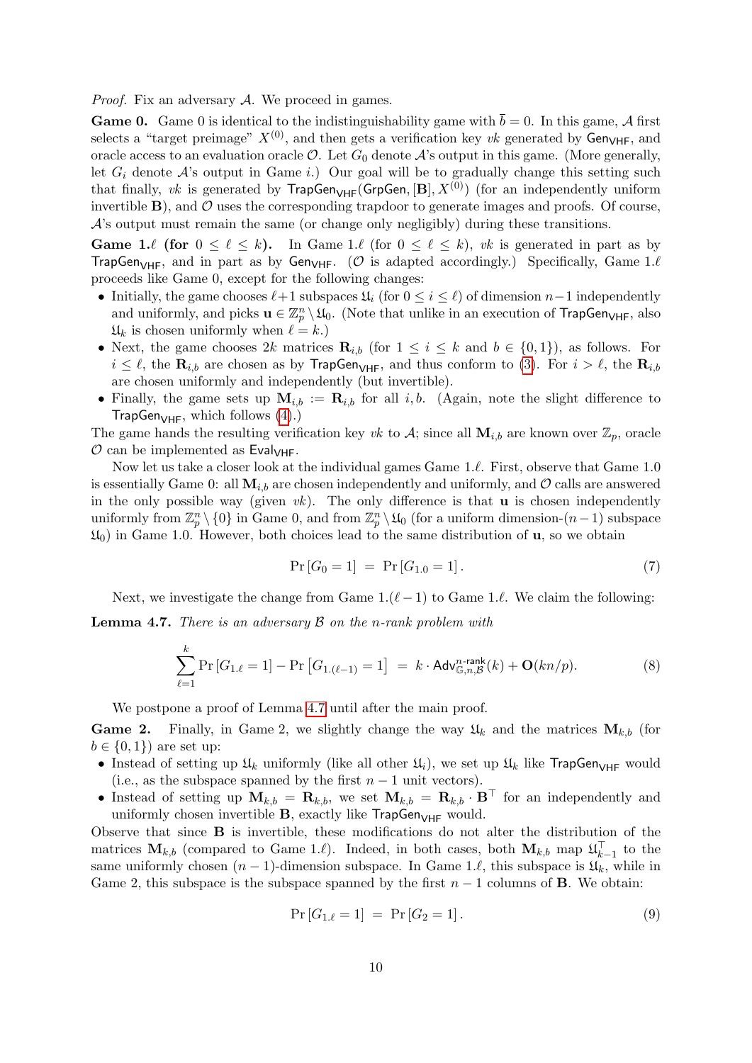*Proof.* Fix an adversary $\mathcal{A}$. We proceed in games.

**Game 0.** Game 0 is identical to the indistinguishability game with $\overline{b} = 0$. In this game, $\mathcal{A}$ first selects a "target preimage" $X^{(0)}$, and then gets a verification key $vk$ generated by $\mathsf{Gen}_{\mathsf{VHF}}$, and oracle access to an evaluation oracle $\mathcal{O}$. Let $G_0$ denote $\mathcal{A}$'s output in this game. (More generally, let $G_i$ denote $\mathcal{A}$'s output in Game $i$.) Our goal will be to gradually change this setting such that finally, $vk$ is generated by $\mathsf{TrapGen}_{\mathsf{VHF}}(\mathsf{GrpGen}, [\mathbf{B}], X^{(0)})$ (for an independently uniform invertible $\mathbf{B}$), and $\mathcal{O}$ uses the corresponding trapdoor to generate images and proofs. Of course, $\mathcal{A}$'s output must remain the same (or change only negligibly) during these transitions.

**Game 1.$\ell$ (for $0 \leq \ell \leq k$).** In Game 1.$\ell$ (for $0 \leq \ell \leq k$), $vk$ is generated in part as by $\mathsf{TrapGen}_{\mathsf{VHF}}$, and in part as by $\mathsf{Gen}_{\mathsf{VHF}}$. ($\mathcal{O}$ is adapted accordingly.) Specifically, Game 1.$\ell$ proceeds like Game 0, except for the following changes:

- Initially, the game chooses $\ell+1$ subspaces $\mathfrak{U}_i$ (for $0 \leq i \leq \ell$) of dimension $n-1$ independently and uniformly, and picks $\mathbf{u} \in \mathbb{Z}_p^n \setminus \mathfrak{U}_0$. (Note that unlike in an execution of $\mathsf{TrapGen}_{\mathsf{VHF}}$, also $\mathfrak{U}_k$ is chosen uniformly when $\ell = k$.)
- Next, the game chooses $2k$ matrices $\mathbf{R}_{i,b}$ (for $1 \leq i \leq k$ and $b \in \{0,1\}$), as follows. For $i \leq \ell$, the $\mathbf{R}_{i,b}$ are chosen as by $\mathsf{TrapGen}_{\mathsf{VHF}}$, and thus conform to (3). For $i > \ell$, the $\mathbf{R}_{i,b}$ are chosen uniformly and independently (but invertible).
- Finally, the game sets up $\mathbf{M}_{i,b} := \mathbf{R}_{i,b}$ for all $i, b$. (Again, note the slight difference to $\mathsf{TrapGen}_{\mathsf{VHF}}$, which follows (4).)

The game hands the resulting verification key $vk$ to $\mathcal{A}$; since all $\mathbf{M}_{i,b}$ are known over $\mathbb{Z}_p$, oracle $\mathcal{O}$ can be implemented as $\mathsf{Eval}_{\mathsf{VHF}}$.

Now let us take a closer look at the individual games Game 1.$\ell$. First, observe that Game 1.0 is essentially Game 0: all $\mathbf{M}_{i,b}$ are chosen independently and uniformly, and $\mathcal{O}$ calls are answered in the only possible way (given $vk$). The only difference is that $\mathbf{u}$ is chosen independently uniformly from $\mathbb{Z}_p^n \setminus \{0\}$ in Game 0, and from $\mathbb{Z}_p^n \setminus \mathfrak{U}_0$ (for a uniform dimension-$(n-1)$ subspace $\mathfrak{U}_0$) in Game 1.0. However, both choices lead to the same distribution of $\mathbf{u}$, so we obtain

$$\Pr[G_0 = 1] \;=\; \Pr[G_{1.0} = 1]. \tag{7}$$

Next, we investigate the change from Game 1.$(\ell-1)$ to Game 1.$\ell$. We claim the following:

**Lemma 4.7.** *There is an adversary $\mathcal{B}$ on the $n$-rank problem with*

$$\sum_{\ell=1}^{k} \Pr[G_{1.\ell} = 1] - \Pr\left[G_{1.(\ell-1)} = 1\right] \;=\; k \cdot \mathsf{Adv}^{n\text{-rank}}_{\mathbb{G},n,\mathcal{B}}(k) + \mathbf{O}(kn/p). \tag{8}$$

We postpone a proof of Lemma 4.7 until after the main proof.

**Game 2.** Finally, in Game 2, we slightly change the way $\mathfrak{U}_k$ and the matrices $\mathbf{M}_{k,b}$ (for $b \in \{0,1\}$) are set up:

- Instead of setting up $\mathfrak{U}_k$ uniformly (like all other $\mathfrak{U}_i$), we set up $\mathfrak{U}_k$ like $\mathsf{TrapGen}_{\mathsf{VHF}}$ would (i.e., as the subspace spanned by the first $n-1$ unit vectors).
- Instead of setting up $\mathbf{M}_{k,b} = \mathbf{R}_{k,b}$, we set $\mathbf{M}_{k,b} = \mathbf{R}_{k,b} \cdot \mathbf{B}^\top$ for an independently and uniformly chosen invertible $\mathbf{B}$, exactly like $\mathsf{TrapGen}_{\mathsf{VHF}}$ would.

Observe that since $\mathbf{B}$ is invertible, these modifications do not alter the distribution of the matrices $\mathbf{M}_{k,b}$ (compared to Game 1.$\ell$). Indeed, in both cases, both $\mathbf{M}_{k,b}$ map $\mathfrak{U}_{k-1}^\top$ to the same uniformly chosen $(n-1)$-dimension subspace. In Game 1.$\ell$, this subspace is $\mathfrak{U}_k$, while in Game 2, this subspace is the subspace spanned by the first $n-1$ columns of $\mathbf{B}$. We obtain:

$$\Pr[G_{1.\ell} = 1] \;=\; \Pr[G_2 = 1]. \tag{9}$$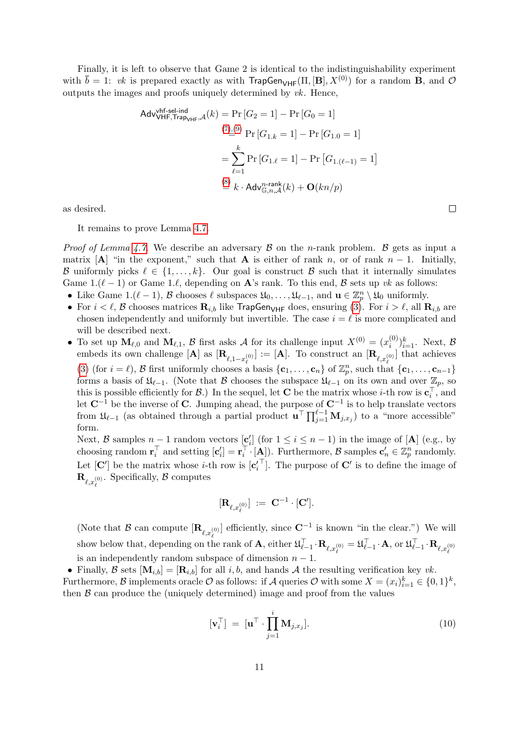Finally, it is left to observe that Game 2 is identical to the indistinguishability experiment with $\bar{b} = 1$: $vk$ is prepared exactly as with $\mathsf{TrapGen}_{\mathsf{VHF}}(\Pi, [\mathbf{B}], X^{(0)})$ for a random $\mathbf{B}$, and $\mathcal{O}$ outputs the images and proofs uniquely determined by $vk$. Hence,

$$\begin{aligned}
\mathsf{Adv}^{\mathsf{vhf\text{-}sel\text{-}ind}}_{\mathsf{VHF},\mathsf{Trap}_{\mathsf{VHF}},\mathcal{A}}(k) &= \Pr\left[G_2 = 1\right] - \Pr\left[G_0 = 1\right] \\
&\overset{(7),(9)}{=} \Pr\left[G_{1.k} = 1\right] - \Pr\left[G_{1.0} = 1\right] \\
&= \sum_{\ell=1}^{k} \Pr\left[G_{1.\ell} = 1\right] - \Pr\left[G_{1.(\ell-1)} = 1\right] \\
&\overset{(8)}{=} k \cdot \mathsf{Adv}^{n\text{-rank}}_{\mathbb{G},n,\mathcal{A}}(k) + \mathbf{O}(kn/p)
\end{aligned}$$

as desired. $\square$

It remains to prove Lemma 4.7.

*Proof of Lemma 4.7.* We describe an adversary $\mathcal{B}$ on the $n$-rank problem. $\mathcal{B}$ gets as input a matrix $[\mathbf{A}]$ "in the exponent," such that $\mathbf{A}$ is either of rank $n$, or of rank $n-1$. Initially, $\mathcal{B}$ uniformly picks $\ell \in \{1, \dots, k\}$. Our goal is construct $\mathcal{B}$ such that it internally simulates Game $1.(\ell-1)$ or Game $1.\ell$, depending on $\mathbf{A}$'s rank. To this end, $\mathcal{B}$ sets up $vk$ as follows:

- Like Game $1.(\ell-1)$, $\mathcal{B}$ chooses $\ell$ subspaces $\mathfrak{U}_0, \dots, \mathfrak{U}_{\ell-1}$, and $\mathbf{u} \in \mathbb{Z}_p^n \setminus \mathfrak{U}_0$ uniformly.
- For $i < \ell$, $\mathcal{B}$ chooses matrices $\mathbf{R}_{i,b}$ like $\mathsf{TrapGen}_{\mathsf{VHF}}$ does, ensuring (3). For $i > \ell$, all $\mathbf{R}_{i,b}$ are chosen independently and uniformly but invertible. The case $i = \ell$ is more complicated and will be described next.
- To set up $\mathbf{M}_{\ell,0}$ and $\mathbf{M}_{\ell,1}$, $\mathcal{B}$ first asks $\mathcal{A}$ for its challenge input $X^{(0)} = (x_i^{(0)})_{i=1}^k$. Next, $\mathcal{B}$ embeds its own challenge $[\mathbf{A}]$ as $[\mathbf{R}_{\ell,1-x_\ell^{(0)}}] := [\mathbf{A}]$. To construct an $[\mathbf{R}_{\ell,x_\ell^{(0)}}]$ that achieves (3) (for $i = \ell$), $\mathcal{B}$ first uniformly chooses a basis $\{\mathbf{c}_1, \dots, \mathbf{c}_n\}$ of $\mathbb{Z}_p^n$, such that $\{\mathbf{c}_1, \dots, \mathbf{c}_{n-1}\}$ forms a basis of $\mathfrak{U}_{\ell-1}$. (Note that $\mathcal{B}$ chooses the subspace $\mathfrak{U}_{\ell-1}$ on its own and over $\mathbb{Z}_p$, so this is possible efficiently for $\mathcal{B}$.) In the sequel, let $\mathbf{C}$ be the matrix whose $i$-th row is $\mathbf{c}_i^\top$, and let $\mathbf{C}^{-1}$ be the inverse of $\mathbf{C}$. Jumping ahead, the purpose of $\mathbf{C}^{-1}$ is to help translate vectors from $\mathfrak{U}_{\ell-1}$ (as obtained through a partial product $\mathbf{u}^\top \prod_{j=1}^{\ell-1} \mathbf{M}_{j,x_j}$) to a "more accessible" form.

  Next, $\mathcal{B}$ samples $n-1$ random vectors $[\mathbf{c}'_i]$ (for $1 \le i \le n-1$) in the image of $[\mathbf{A}]$ (e.g., by choosing random $\mathbf{r}_i^\top$ and setting $[\mathbf{c}'_i] = \mathbf{r}_i^\top \cdot [\mathbf{A}]$). Furthermore, $\mathcal{B}$ samples $\mathbf{c}'_n \in \mathbb{Z}_p^n$ randomly. Let $[\mathbf{C}']$ be the matrix whose $i$-th row is $[\mathbf{c}_i'^\top]$. The purpose of $\mathbf{C}'$ is to define the image of $\mathbf{R}_{\ell,x_\ell^{(0)}}$. Specifically, $\mathcal{B}$ computes

$$[\mathbf{R}_{\ell,x_\ell^{(0)}}] \;:=\; \mathbf{C}^{-1} \cdot [\mathbf{C}'].$$

  (Note that $\mathcal{B}$ can compute $[\mathbf{R}_{\ell,x_\ell^{(0)}}]$ efficiently, since $\mathbf{C}^{-1}$ is known "in the clear.") We will show below that, depending on the rank of $\mathbf{A}$, either $\mathfrak{U}_{\ell-1}^\top \cdot \mathbf{R}_{\ell,x_\ell^{(0)}} = \mathfrak{U}_{\ell-1}^\top \cdot \mathbf{A}$, or $\mathfrak{U}_{\ell-1}^\top \cdot \mathbf{R}_{\ell,x_\ell^{(0)}}$ is an independently random subspace of dimension $n-1$.
- Finally, $\mathcal{B}$ sets $[\mathbf{M}_{i,b}] = [\mathbf{R}_{i,b}]$ for all $i, b$, and hands $\mathcal{A}$ the resulting verification key $vk$.

Furthermore, $\mathcal{B}$ implements oracle $\mathcal{O}$ as follows: if $\mathcal{A}$ queries $\mathcal{O}$ with some $X = (x_i)_{i=1}^k \in \{0,1\}^k$, then $\mathcal{B}$ can produce the (uniquely determined) image and proof from the values

$$[\mathbf{v}_i^\top] \;=\; [\mathbf{u}^\top \cdot \prod_{j=1}^{i} \mathbf{M}_{j,x_j}]. \tag{10}$$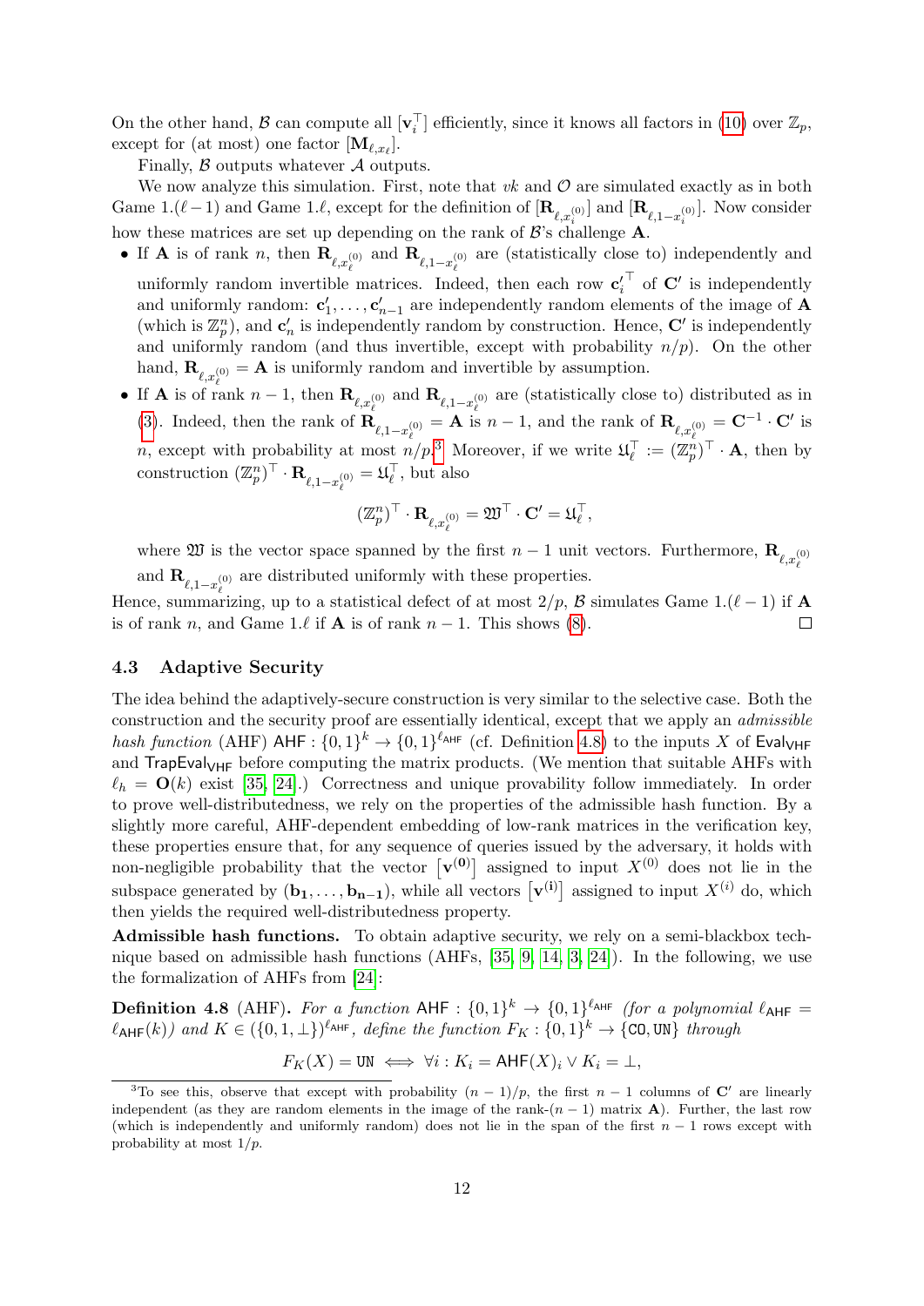On the other hand, $\mathcal{B}$ can compute all $[\mathbf{v}_i^\top]$ efficiently, since it knows all factors in (10) over $\mathbb{Z}_p$, except for (at most) one factor $[\mathbf{M}_{\ell,x_\ell}]$.

Finally, $\mathcal{B}$ outputs whatever $\mathcal{A}$ outputs.

We now analyze this simulation. First, note that $vk$ and $\mathcal{O}$ are simulated exactly as in both Game 1.$(\ell-1)$ and Game 1.$\ell$, except for the definition of $[\mathbf{R}_{\ell,x_i^{(0)}}]$ and $[\mathbf{R}_{\ell,1-x_i^{(0)}}]$. Now consider how these matrices are set up depending on the rank of $\mathcal{B}$'s challenge $\mathbf{A}$.

- If $\mathbf{A}$ is of rank $n$, then $\mathbf{R}_{\ell,x_\ell^{(0)}}$ and $\mathbf{R}_{\ell,1-x_\ell^{(0)}}$ are (statistically close to) independently and uniformly random invertible matrices. Indeed, then each row $\mathbf{c}_i'^\top$ of $\mathbf{C}'$ is independently and uniformly random: $\mathbf{c}_1',\ldots,\mathbf{c}_{n-1}'$ are independently random elements of the image of $\mathbf{A}$ (which is $\mathbb{Z}_p^n$), and $\mathbf{c}_n'$ is independently random by construction. Hence, $\mathbf{C}'$ is independently and uniformly random (and thus invertible, except with probability $n/p$). On the other hand, $\mathbf{R}_{\ell,x_\ell^{(0)}} = \mathbf{A}$ is uniformly random and invertible by assumption.
- If $\mathbf{A}$ is of rank $n-1$, then $\mathbf{R}_{\ell,x_\ell^{(0)}}$ and $\mathbf{R}_{\ell,1-x_\ell^{(0)}}$ are (statistically close to) distributed as in (3). Indeed, then the rank of $\mathbf{R}_{\ell,1-x_\ell^{(0)}} = \mathbf{A}$ is $n-1$, and the rank of $\mathbf{R}_{\ell,x_\ell^{(0)}} = \mathbf{C}^{-1}\cdot\mathbf{C}'$ is $n$, except with probability at most $n/p$.[3] Moreover, if we write $\mathfrak{U}_\ell^\top := (\mathbb{Z}_p^n)^\top\cdot\mathbf{A}$, then by construction $(\mathbb{Z}_p^n)^\top\cdot\mathbf{R}_{\ell,1-x_\ell^{(0)}} = \mathfrak{U}_\ell^\top$, but also

$$(\mathbb{Z}_p^n)^\top\cdot\mathbf{R}_{\ell,x_\ell^{(0)}} = \mathfrak{W}^\top\cdot\mathbf{C}' = \mathfrak{U}_\ell^\top,$$

  where $\mathfrak{W}$ is the vector space spanned by the first $n-1$ unit vectors. Furthermore, $\mathbf{R}_{\ell,x_\ell^{(0)}}$ and $\mathbf{R}_{\ell,1-x_\ell^{(0)}}$ are distributed uniformly with these properties.

Hence, summarizing, up to a statistical defect of at most $2/p$, $\mathcal{B}$ simulates Game 1.$(\ell-1)$ if $\mathbf{A}$ is of rank $n$, and Game 1.$\ell$ if $\mathbf{A}$ is of rank $n-1$. This shows (8). $\square$

### 4.3 Adaptive Security

The idea behind the adaptively-secure construction is very similar to the selective case. Both the construction and the security proof are essentially identical, except that we apply an *admissible hash function* (AHF) $\mathsf{AHF}:\{0,1\}^k\to\{0,1\}^{\ell_{\mathsf{AHF}}}$ (cf. Definition 4.8) to the inputs $X$ of $\mathsf{Eval}_{\mathsf{VHF}}$ and $\mathsf{TrapEval}_{\mathsf{VHF}}$ before computing the matrix products. (We mention that suitable AHFs with $\ell_h = \mathbf{O}(k)$ exist [35, 24].) Correctness and unique provability follow immediately. In order to prove well-distributedness, we rely on the properties of the admissible hash function. By a slightly more careful, AHF-dependent embedding of low-rank matrices in the verification key, these properties ensure that, for any sequence of queries issued by the adversary, it holds with non-negligible probability that the vector $[\mathbf{v}^{(0)}]$ assigned to input $X^{(0)}$ does not lie in the subspace generated by $(\mathbf{b_1},\ldots,\mathbf{b_{n-1}})$, while all vectors $[\mathbf{v}^{(\mathbf{i})}]$ assigned to input $X^{(i)}$ do, which then yields the required well-distributedness property.

**Admissible hash functions.** To obtain adaptive security, we rely on a semi-blackbox technique based on admissible hash functions (AHFs, [35, 9, 14, 3, 24]). In the following, we use the formalization of AHFs from [24]:

**Definition 4.8** (AHF). *For a function $\mathsf{AHF}:\{0,1\}^k\to\{0,1\}^{\ell_{\mathsf{AHF}}}$ (for a polynomial $\ell_{\mathsf{AHF}} = \ell_{\mathsf{AHF}}(k)$) and $K\in(\{0,1,\perp\})^{\ell_{\mathsf{AHF}}}$, define the function $F_K:\{0,1\}^k\to\{\mathtt{CO},\mathtt{UN}\}$ through*

$$F_K(X) = \mathtt{UN} \iff \forall i: K_i = \mathsf{AHF}(X)_i \vee K_i = \perp,$$

[3] To see this, observe that except with probability $(n-1)/p$, the first $n-1$ columns of $\mathbf{C}'$ are linearly independent (as they are random elements in the image of the rank-$(n-1)$ matrix $\mathbf{A}$). Further, the last row (which is independently and uniformly random) does not lie in the span of the first $n-1$ rows except with probability at most $1/p$.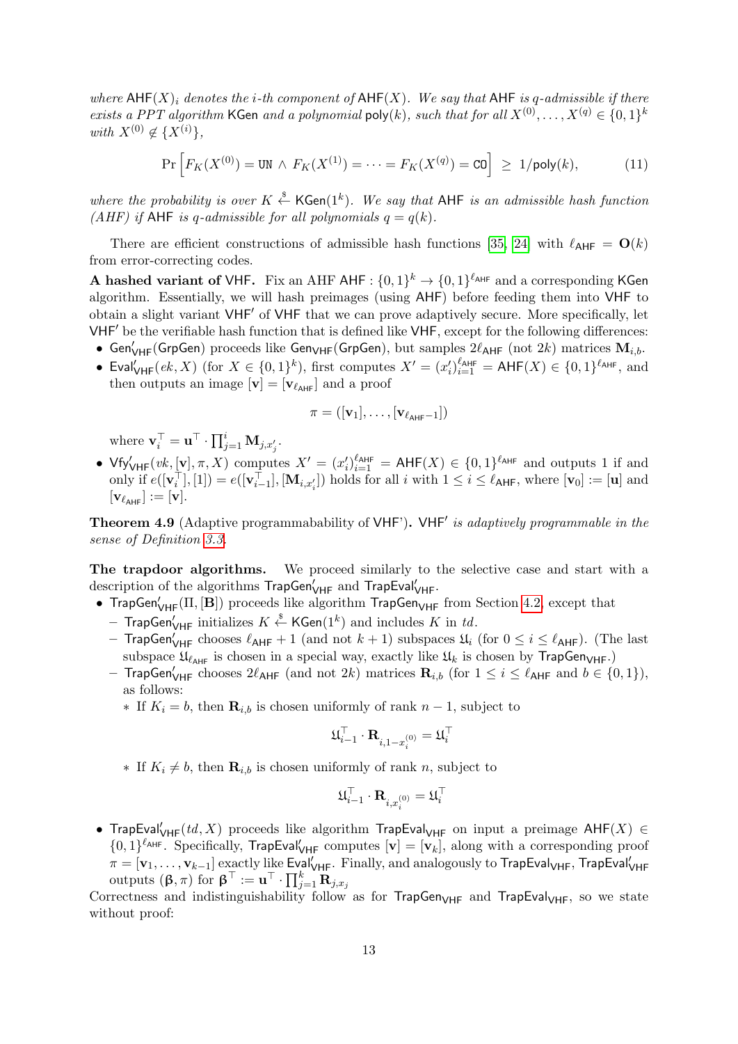*where* $\mathsf{AHF}(X)_i$ *denotes the* $i$*-th component of* $\mathsf{AHF}(X)$*. We say that* $\mathsf{AHF}$ *is* $q$*-admissible if there exists a PPT algorithm* $\mathsf{KGen}$ *and a polynomial* $\mathsf{poly}(k)$*, such that for all* $X^{(0)}, \ldots, X^{(q)} \in \{0,1\}^k$ *with* $X^{(0)} \notin \{X^{(i)}\}$*,*

$$\Pr\left[F_K(X^{(0)}) = \mathtt{UN} \wedge F_K(X^{(1)}) = \cdots = F_K(X^{(q)}) = \mathtt{CO}\right] \geq 1/\mathsf{poly}(k), \tag{11}$$

*where the probability is over* $K \stackrel{\$}{\leftarrow} \mathsf{KGen}(1^k)$*. We say that* $\mathsf{AHF}$ *is an admissible hash function (AHF) if* $\mathsf{AHF}$ *is* $q$*-admissible for all polynomials* $q = q(k)$*.*

There are efficient constructions of admissible hash functions [35, 24] with $\ell_{\mathsf{AHF}} = \mathbf{O}(k)$ from error-correcting codes.

**A hashed variant of** $\mathsf{VHF}$**.** Fix an AHF $\mathsf{AHF} : \{0,1\}^k \to \{0,1\}^{\ell_{\mathsf{AHF}}}$ and a corresponding $\mathsf{KGen}$ algorithm. Essentially, we will hash preimages (using $\mathsf{AHF}$) before feeding them into $\mathsf{VHF}$ to obtain a slight variant $\mathsf{VHF}'$ of $\mathsf{VHF}$ that we can prove adaptively secure. More specifically, let $\mathsf{VHF}'$ be the verifiable hash function that is defined like $\mathsf{VHF}$, except for the following differences:

- $\mathsf{Gen}'_{\mathsf{VHF}}(\mathsf{GrpGen})$ proceeds like $\mathsf{Gen}_{\mathsf{VHF}}(\mathsf{GrpGen})$, but samples $2\ell_{\mathsf{AHF}}$ (not $2k$) matrices $\mathbf{M}_{i,b}$.
- $\mathsf{Eval}'_{\mathsf{VHF}}(ek, X)$ (for $X \in \{0,1\}^k$), first computes $X' = (x'_i)_{i=1}^{\ell_{\mathsf{AHF}}} = \mathsf{AHF}(X) \in \{0,1\}^{\ell_{\mathsf{AHF}}}$, and then outputs an image $[\mathbf{v}] = [\mathbf{v}_{\ell_{\mathsf{AHF}}}]$ and a proof

$$\pi = ([\mathbf{v}_1], \ldots, [\mathbf{v}_{\ell_{\mathsf{AHF}}-1}])$$

where $\mathbf{v}_i^\top = \mathbf{u}^\top \cdot \prod_{j=1}^{i} \mathbf{M}_{j,x'_j}$.

- $\mathsf{Vfy}'_{\mathsf{VHF}}(vk, [\mathbf{v}], \pi, X)$ computes $X' = (x'_i)_{i=1}^{\ell_{\mathsf{AHF}}} = \mathsf{AHF}(X) \in \{0,1\}^{\ell_{\mathsf{AHF}}}$ and outputs 1 if and only if $e([\mathbf{v}_i^\top], [1]) = e([\mathbf{v}_{i-1}^\top], [\mathbf{M}_{i,x'_i}])$ holds for all $i$ with $1 \leq i \leq \ell_{\mathsf{AHF}}$, where $[\mathbf{v}_0] := [\mathbf{u}]$ and $[\mathbf{v}_{\ell_{\mathsf{AHF}}}] := [\mathbf{v}]$.

**Theorem 4.9** (Adaptive programmability of $\mathsf{VHF}'$)**.** $\mathsf{VHF}'$ *is adaptively programmable in the sense of Definition 3.3.*

**The trapdoor algorithms.** We proceed similarly to the selective case and start with a description of the algorithms $\mathsf{TrapGen}'_{\mathsf{VHF}}$ and $\mathsf{TrapEval}'_{\mathsf{VHF}}$.

- $\mathsf{TrapGen}'_{\mathsf{VHF}}(\Pi, [\mathbf{B}])$ proceeds like algorithm $\mathsf{TrapGen}_{\mathsf{VHF}}$ from Section 4.2, except that
  - $\mathsf{TrapGen}'_{\mathsf{VHF}}$ initializes $K \stackrel{\$}{\leftarrow} \mathsf{KGen}(1^k)$ and includes $K$ in $td$.
  - $\mathsf{TrapGen}'_{\mathsf{VHF}}$ chooses $\ell_{\mathsf{AHF}} + 1$ (and not $k+1$) subspaces $\mathfrak{U}_i$ (for $0 \leq i \leq \ell_{\mathsf{AHF}}$). (The last subspace $\mathfrak{U}_{\ell_{\mathsf{AHF}}}$ is chosen in a special way, exactly like $\mathfrak{U}_k$ is chosen by $\mathsf{TrapGen}_{\mathsf{VHF}}$.)
  - $\mathsf{TrapGen}'_{\mathsf{VHF}}$ chooses $2\ell_{\mathsf{AHF}}$ (and not $2k$) matrices $\mathbf{R}_{i,b}$ (for $1 \leq i \leq \ell_{\mathsf{AHF}}$ and $b \in \{0,1\}$), as follows:
    - If $K_i = b$, then $\mathbf{R}_{i,b}$ is chosen uniformly of rank $n-1$, subject to

$$\mathfrak{U}_{i-1}^\top \cdot \mathbf{R}_{i,1-x_i^{(0)}} = \mathfrak{U}_i^\top$$

    - If $K_i \neq b$, then $\mathbf{R}_{i,b}$ is chosen uniformly of rank $n$, subject to

$$\mathfrak{U}_{i-1}^\top \cdot \mathbf{R}_{i,x_i^{(0)}} = \mathfrak{U}_i^\top$$

- $\mathsf{TrapEval}'_{\mathsf{VHF}}(td, X)$ proceeds like algorithm $\mathsf{TrapEval}_{\mathsf{VHF}}$ on input a preimage $\mathsf{AHF}(X) \in \{0,1\}^{\ell_{\mathsf{AHF}}}$. Specifically, $\mathsf{TrapEval}'_{\mathsf{VHF}}$ computes $[\mathbf{v}] = [\mathbf{v}_k]$, along with a corresponding proof $\pi = [\mathbf{v}_1, \ldots, \mathbf{v}_{k-1}]$ exactly like $\mathsf{Eval}'_{\mathsf{VHF}}$. Finally, and analogously to $\mathsf{TrapEval}_{\mathsf{VHF}}$, $\mathsf{TrapEval}'_{\mathsf{VHF}}$ outputs $(\boldsymbol{\beta}, \pi)$ for $\boldsymbol{\beta}^\top := \mathbf{u}^\top \cdot \prod_{j=1}^{k} \mathbf{R}_{j,x_j}$

Correctness and indistinguishability follow as for $\mathsf{TrapGen}_{\mathsf{VHF}}$ and $\mathsf{TrapEval}_{\mathsf{VHF}}$, so we state without proof: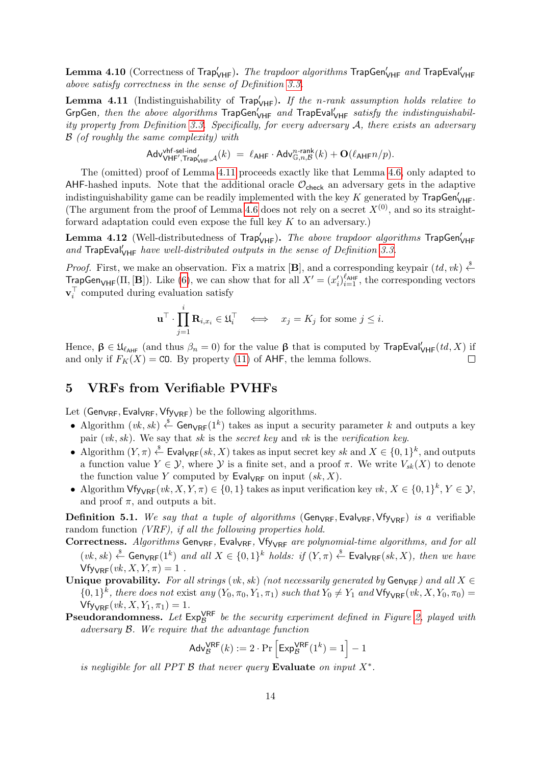**Lemma 4.10** (Correctness of $\mathsf{Trap}'_{\mathsf{VHF}}$). *The trapdoor algorithms* $\mathsf{TrapGen}'_{\mathsf{VHF}}$ *and* $\mathsf{TrapEval}'_{\mathsf{VHF}}$ *above satisfy correctness in the sense of Definition 3.3.*

**Lemma 4.11** (Indistinguishability of $\mathsf{Trap}'_{\mathsf{VHF}}$). *If the n-rank assumption holds relative to* $\mathsf{GrpGen}$*, then the above algorithms* $\mathsf{TrapGen}'_{\mathsf{VHF}}$ *and* $\mathsf{TrapEval}'_{\mathsf{VHF}}$ *satisfy the indistinguishability property from Definition 3.3. Specifically, for every adversary* $\mathcal{A}$*, there exists an adversary* $\mathcal{B}$ *(of roughly the same complexity) with*

$$\mathsf{Adv}^{\mathsf{vhf\text{-}sel\text{-}ind}}_{\mathsf{VHF}',\mathsf{Trap}'_{\mathsf{VHF}},\mathcal{A}}(k) \;=\; \ell_{\mathsf{AHF}} \cdot \mathsf{Adv}^{n\text{-}\mathsf{rank}}_{\mathbb{G},n,\mathcal{B}}(k) + \mathbf{O}(\ell_{\mathsf{AHF}} n/p).$$

The (omitted) proof of Lemma 4.11 proceeds exactly like that Lemma 4.6, only adapted to $\mathsf{AHF}$-hashed inputs. Note that the additional oracle $\mathcal{O}_{\mathsf{check}}$ an adversary gets in the adaptive indistinguishability game can be readily implemented with the key $K$ generated by $\mathsf{TrapGen}'_{\mathsf{VHF}}$. (The argument from the proof of Lemma 4.6 does not rely on a secret $X^{(0)}$, and so its straightforward adaptation could even expose the full key $K$ to an adversary.)

**Lemma 4.12** (Well-distributedness of $\mathsf{Trap}'_{\mathsf{VHF}}$). *The above trapdoor algorithms* $\mathsf{TrapGen}'_{\mathsf{VHF}}$ *and* $\mathsf{TrapEval}'_{\mathsf{VHF}}$ *have well-distributed outputs in the sense of Definition 3.3.*

*Proof.* First, we make an observation. Fix a matrix $[\mathbf{B}]$, and a corresponding keypair $(td, vk) \xleftarrow{\$} \mathsf{TrapGen}_{\mathsf{VHF}}(\Pi, [\mathbf{B}])$. Like (6), we can show that for all $X' = (x'_i)_{i=1}^{\ell_{\mathsf{AHF}}}$, the corresponding vectors $\mathbf{v}_i^\top$ computed during evaluation satisfy

$$\mathbf{u}^\top \cdot \prod_{j=1}^{i} \mathbf{R}_{i,x_i} \in \mathfrak{U}_i^\top \quad\iff\quad x_j = K_j \text{ for some } j \leq i.$$

Hence, $\boldsymbol{\beta} \in \mathfrak{U}_{\ell_{\mathsf{AHF}}}$ (and thus $\beta_n = 0$) for the value $\boldsymbol{\beta}$ that is computed by $\mathsf{TrapEval}'_{\mathsf{VHF}}(td, X)$ if and only if $F_K(X) = \mathtt{CO}$. By property (11) of $\mathsf{AHF}$, the lemma follows. $\square$

# 5 VRFs from Verifiable PVHFs

Let $(\mathsf{Gen}_{\mathsf{VRF}}, \mathsf{Eval}_{\mathsf{VRF}}, \mathsf{Vfy}_{\mathsf{VRF}})$ be the following algorithms.

- Algorithm $(vk, sk) \xleftarrow{\$} \mathsf{Gen}_{\mathsf{VRF}}(1^k)$ takes as input a security parameter $k$ and outputs a key pair $(vk, sk)$. We say that $sk$ is the *secret key* and $vk$ is the *verification key*.
- Algorithm $(Y, \pi) \xleftarrow{\$} \mathsf{Eval}_{\mathsf{VRF}}(sk, X)$ takes as input secret key $sk$ and $X \in \{0,1\}^k$, and outputs a function value $Y \in \mathcal{Y}$, where $\mathcal{Y}$ is a finite set, and a proof $\pi$. We write $V_{sk}(X)$ to denote the function value $Y$ computed by $\mathsf{Eval}_{\mathsf{VRF}}$ on input $(sk, X)$.
- Algorithm $\mathsf{Vfy}_{\mathsf{VRF}}(vk, X, Y, \pi) \in \{0,1\}$ takes as input verification key $vk$, $X \in \{0,1\}^k$, $Y \in \mathcal{Y}$, and proof $\pi$, and outputs a bit.

**Definition 5.1.** *We say that a tuple of algorithms* $(\mathsf{Gen}_{\mathsf{VRF}}, \mathsf{Eval}_{\mathsf{VRF}}, \mathsf{Vfy}_{\mathsf{VRF}})$ *is a* verifiable random function *(VRF), if all the following properties hold.*

**Correctness.** *Algorithms* $\mathsf{Gen}_{\mathsf{VRF}}$, $\mathsf{Eval}_{\mathsf{VRF}}$, $\mathsf{Vfy}_{\mathsf{VRF}}$ *are polynomial-time algorithms, and for all* $(vk, sk) \xleftarrow{\$} \mathsf{Gen}_{\mathsf{VRF}}(1^k)$ *and all* $X \in \{0,1\}^k$ *holds: if* $(Y, \pi) \xleftarrow{\$} \mathsf{Eval}_{\mathsf{VRF}}(sk, X)$*, then we have* $\mathsf{Vfy}_{\mathsf{VRF}}(vk, X, Y, \pi) = 1$ .

**Unique provability.** *For all strings* $(vk, sk)$ *(not necessarily generated by* $\mathsf{Gen}_{\mathsf{VRF}}$*) and all* $X \in \{0,1\}^k$*, there does not exist any* $(Y_0, \pi_0, Y_1, \pi_1)$ *such that* $Y_0 \neq Y_1$ *and* $\mathsf{Vfy}_{\mathsf{VRF}}(vk, X, Y_0, \pi_0) = \mathsf{Vfy}_{\mathsf{VRF}}(vk, X, Y_1, \pi_1) = 1$.

**Pseudorandomness.** *Let* $\mathsf{Exp}^{\mathsf{VRF}}_{\mathcal{B}}$ *be the security experiment defined in Figure 2, played with adversary* $\mathcal{B}$*. We require that the advantage function*

$$\mathsf{Adv}^{\mathsf{VRF}}_{\mathcal{B}}(k) := 2 \cdot \Pr\left[\mathsf{Exp}^{\mathsf{VRF}}_{\mathcal{B}}(1^k) = 1\right] - 1$$

*is negligible for all PPT* $\mathcal{B}$ *that never query* **Evaluate** *on input* $X^*$.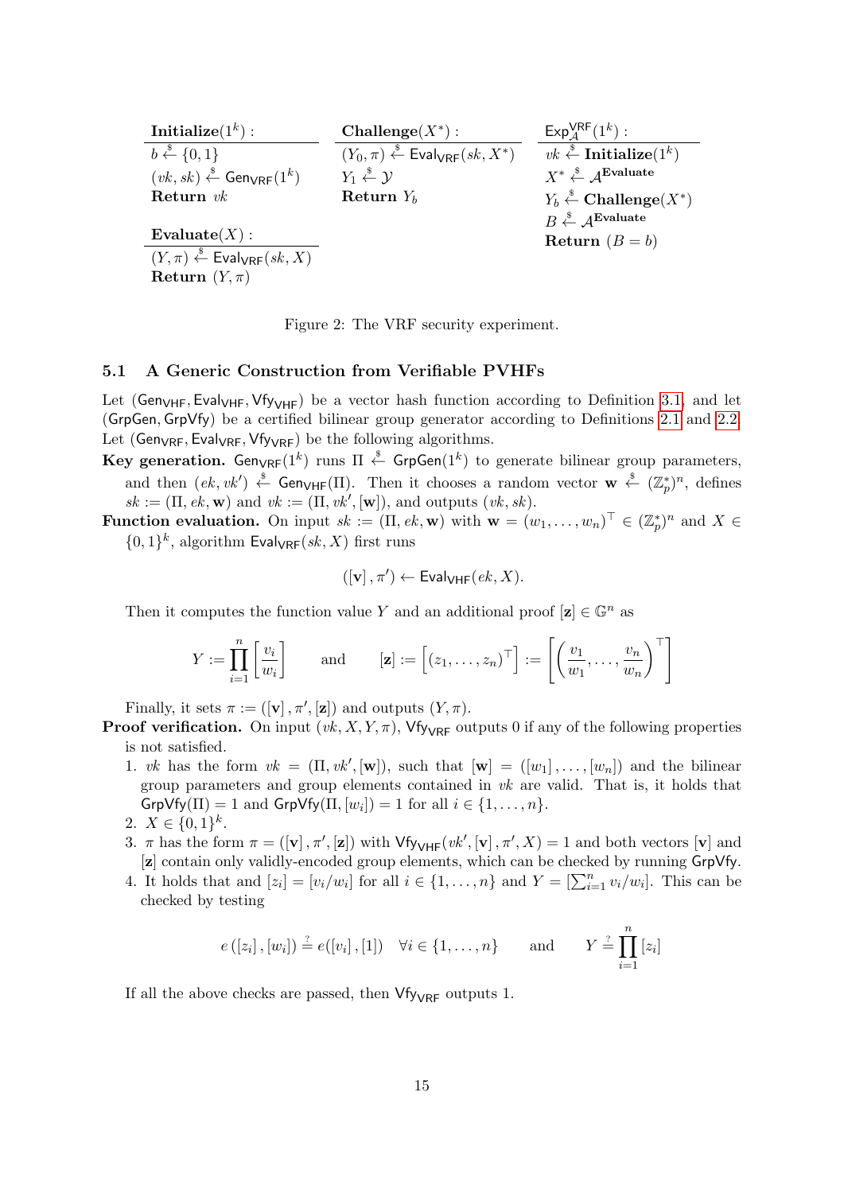| $\textbf{Initialize}(1^k)$: | $\textbf{Challenge}(X^*)$: | $\mathsf{Exp}_{\mathcal{A}}^{\mathsf{VRF}}(1^k)$: |
| --- | --- | --- |
| $b \xleftarrow{\$} \{0,1\}$ | $(Y_0, \pi) \xleftarrow{\$} \mathsf{Eval}_{\mathsf{VRF}}(sk, X^*)$ | $vk \xleftarrow{\$} \textbf{Initialize}(1^k)$ |
| $(vk, sk) \xleftarrow{\$} \mathsf{Gen}_{\mathsf{VRF}}(1^k)$ | $Y_1 \xleftarrow{\$} \mathcal{Y}$ | $X^* \xleftarrow{\$} \mathcal{A}^{\textbf{Evaluate}}$ |
| **Return** $vk$ | **Return** $Y_b$ | $Y_b \xleftarrow{\$} \textbf{Challenge}(X^*)$ |
| | | $B \xleftarrow{\$} \mathcal{A}^{\textbf{Evaluate}}$ |
| $\textbf{Evaluate}(X)$: | | **Return** $(B = b)$ |
| $(Y, \pi) \xleftarrow{\$} \mathsf{Eval}_{\mathsf{VRF}}(sk, X)$ | | |
| **Return** $(Y, \pi)$ | | |

Figure 2: The VRF security experiment.

### 5.1 A Generic Construction from Verifiable PVHFs

Let $(\mathsf{Gen}_{\mathsf{VHF}}, \mathsf{Eval}_{\mathsf{VHF}}, \mathsf{Vfy}_{\mathsf{VHF}})$ be a vector hash function according to Definition 3.1, and let $(\mathsf{GrpGen}, \mathsf{GrpVfy})$ be a certified bilinear group generator according to Definitions 2.1 and 2.2. Let $(\mathsf{Gen}_{\mathsf{VRF}}, \mathsf{Eval}_{\mathsf{VRF}}, \mathsf{Vfy}_{\mathsf{VRF}})$ be the following algorithms.

**Key generation.** $\mathsf{Gen}_{\mathsf{VRF}}(1^k)$ runs $\Pi \xleftarrow{\$} \mathsf{GrpGen}(1^k)$ to generate bilinear group parameters, and then $(ek, vk') \xleftarrow{\$} \mathsf{Gen}_{\mathsf{VHF}}(\Pi)$. Then it chooses a random vector $\mathbf{w} \xleftarrow{\$} (\mathbb{Z}_p^*)^n$, defines $sk := (\Pi, ek, \mathbf{w})$ and $vk := (\Pi, vk', [\mathbf{w}])$, and outputs $(vk, sk)$.

**Function evaluation.** On input $sk := (\Pi, ek, \mathbf{w})$ with $\mathbf{w} = (w_1, \dots, w_n)^\top \in (\mathbb{Z}_p^*)^n$ and $X \in \{0,1\}^k$, algorithm $\mathsf{Eval}_{\mathsf{VRF}}(sk, X)$ first runs

$$([\mathbf{v}], \pi') \leftarrow \mathsf{Eval}_{\mathsf{VHF}}(ek, X).$$

Then it computes the function value $Y$ and an additional proof $[\mathbf{z}] \in \mathbb{G}^n$ as

$$Y := \prod_{i=1}^{n} \left[\frac{v_i}{w_i}\right] \qquad \text{and} \qquad [\mathbf{z}] := \left[(z_1, \dots, z_n)^\top\right] := \left[\left(\frac{v_1}{w_1}, \dots, \frac{v_n}{w_n}\right)^\top\right]$$

Finally, it sets $\pi := ([\mathbf{v}], \pi', [\mathbf{z}])$ and outputs $(Y, \pi)$.

**Proof verification.** On input $(vk, X, Y, \pi)$, $\mathsf{Vfy}_{\mathsf{VRF}}$ outputs 0 if any of the following properties is not satisfied.

1. $vk$ has the form $vk = (\Pi, vk', [\mathbf{w}])$, such that $[\mathbf{w}] = ([w_1], \dots, [w_n])$ and the bilinear group parameters and group elements contained in $vk$ are valid. That is, it holds that $\mathsf{GrpVfy}(\Pi) = 1$ and $\mathsf{GrpVfy}(\Pi, [w_i]) = 1$ for all $i \in \{1, \dots, n\}$.
2. $X \in \{0,1\}^k$.
3. $\pi$ has the form $\pi = ([\mathbf{v}], \pi', [\mathbf{z}])$ with $\mathsf{Vfy}_{\mathsf{VHF}}(vk', [\mathbf{v}], \pi', X) = 1$ and both vectors $[\mathbf{v}]$ and $[\mathbf{z}]$ contain only validly-encoded group elements, which can be checked by running $\mathsf{GrpVfy}$.
4. It holds that and $[z_i] = [v_i/w_i]$ for all $i \in \{1, \dots, n\}$ and $Y = [\sum_{i=1}^n v_i/w_i]$. This can be checked by testing

$$e([z_i], [w_i]) \stackrel{?}{=} e([v_i], [1]) \quad \forall i \in \{1, \dots, n\} \qquad \text{and} \qquad Y \stackrel{?}{=} \prod_{i=1}^{n} [z_i]$$

If all the above checks are passed, then $\mathsf{Vfy}_{\mathsf{VRF}}$ outputs 1.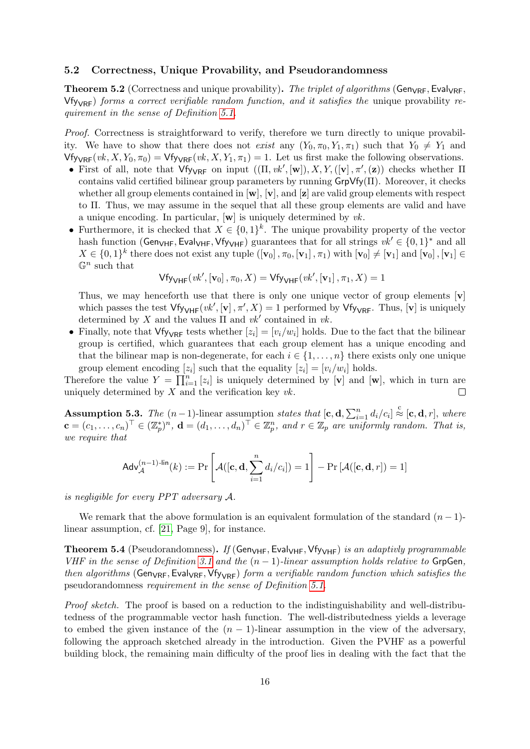### 5.2 Correctness, Unique Provability, and Pseudorandomness

**Theorem 5.2** (Correctness and unique provability)**.** *The triplet of algorithms* ($\mathsf{Gen}_{\mathsf{VRF}}$, $\mathsf{Eval}_{\mathsf{VRF}}$, $\mathsf{Vfy}_{\mathsf{VRF}}$) *forms a correct verifiable random function, and it satisfies the* unique provability *requirement in the sense of Definition 5.1.*

*Proof.* Correctness is straightforward to verify, therefore we turn directly to unique provability. We have to show that there does not *exist* any $(Y_0, \pi_0, Y_1, \pi_1)$ such that $Y_0 \neq Y_1$ and $\mathsf{Vfy}_{\mathsf{VRF}}(vk, X, Y_0, \pi_0) = \mathsf{Vfy}_{\mathsf{VRF}}(vk, X, Y_1, \pi_1) = 1$. Let us first make the following observations.

- First of all, note that $\mathsf{Vfy}_{\mathsf{VRF}}$ on input $((\Pi, vk', [\mathbf{w}]), X, Y, ([\mathbf{v}], \pi', (\mathbf{z}))$ checks whether $\Pi$ contains valid certified bilinear group parameters by running $\mathsf{GrpVfy}(\Pi)$. Moreover, it checks whether all group elements contained in $[\mathbf{w}]$, $[\mathbf{v}]$, and $[\mathbf{z}]$ are valid group elements with respect to $\Pi$. Thus, we may assume in the sequel that all these group elements are valid and have a unique encoding. In particular, $[\mathbf{w}]$ is uniquely determined by $vk$.
- Furthermore, it is checked that $X \in \{0,1\}^k$. The unique provability property of the vector hash function ($\mathsf{Gen}_{\mathsf{VHF}}$, $\mathsf{Eval}_{\mathsf{VHF}}$, $\mathsf{Vfy}_{\mathsf{VHF}}$) guarantees that for all strings $vk' \in \{0,1\}^*$ and all $X \in \{0,1\}^k$ there does not exist any tuple $([\mathbf{v}_0], \pi_0, [\mathbf{v}_1], \pi_1)$ with $[\mathbf{v}_0] \neq [\mathbf{v}_1]$ and $[\mathbf{v}_0], [\mathbf{v}_1] \in \mathbb{G}^n$ such that
$$\mathsf{Vfy}_{\mathsf{VHF}}(vk', [\mathbf{v}_0], \pi_0, X) = \mathsf{Vfy}_{\mathsf{VHF}}(vk', [\mathbf{v}_1], \pi_1, X) = 1$$
Thus, we may henceforth use that there is only one unique vector of group elements $[\mathbf{v}]$ which passes the test $\mathsf{Vfy}_{\mathsf{VHF}}(vk', [\mathbf{v}], \pi', X) = 1$ performed by $\mathsf{Vfy}_{\mathsf{VRF}}$. Thus, $[\mathbf{v}]$ is uniquely determined by $X$ and the values $\Pi$ and $vk'$ contained in $vk$.
- Finally, note that $\mathsf{Vfy}_{\mathsf{VRF}}$ tests whether $[z_i] = [v_i/w_i]$ holds. Due to the fact that the bilinear group is certified, which guarantees that each group element has a unique encoding and that the bilinear map is non-degenerate, for each $i \in \{1, \ldots, n\}$ there exists only one unique group element encoding $[z_i]$ such that the equality $[z_i] = [v_i/w_i]$ holds.

Therefore the value $Y = \prod_{i=1}^{n} [z_i]$ is uniquely determined by $[\mathbf{v}]$ and $[\mathbf{w}]$, which in turn are uniquely determined by $X$ and the verification key $vk$. $\square$

**Assumption 5.3.** *The* $(n-1)$-linear assumption *states that* $[\mathbf{c}, \mathbf{d}, \sum_{i=1}^{n} d_i/c_i] \overset{c}{\approx} [\mathbf{c}, \mathbf{d}, r]$*, where* $\mathbf{c} = (c_1, \ldots, c_n)^\top \in (\mathbb{Z}_p^*)^n$*,* $\mathbf{d} = (d_1, \ldots, d_n)^\top \in \mathbb{Z}_p^n$*, and* $r \in \mathbb{Z}_p$ *are uniformly random. That is, we require that*

$$\mathsf{Adv}_{\mathcal{A}}^{(n-1)\text{-lin}}(k) := \Pr\left[\mathcal{A}([\mathbf{c}, \mathbf{d}, \sum_{i=1}^{n} d_i/c_i]) = 1\right] - \Pr\left[\mathcal{A}([\mathbf{c}, \mathbf{d}, r]) = 1\right]$$

*is negligible for every PPT adversary* $\mathcal{A}$*.*

We remark that the above formulation is an equivalent formulation of the standard $(n-1)$-linear assumption, cf. [21, Page 9], for instance.

**Theorem 5.4** (Pseudorandomness)**.** *If* ($\mathsf{Gen}_{\mathsf{VHF}}$, $\mathsf{Eval}_{\mathsf{VHF}}$, $\mathsf{Vfy}_{\mathsf{VHF}}$) *is an adaptivly programmable VHF in the sense of Definition 3.1 and the* $(n-1)$*-linear assumption holds relative to* $\mathsf{GrpGen}$*, then algorithms* ($\mathsf{Gen}_{\mathsf{VRF}}$, $\mathsf{Eval}_{\mathsf{VRF}}$, $\mathsf{Vfy}_{\mathsf{VRF}}$) *form a verifiable random function which satisfies the* pseudorandomness *requirement in the sense of Definition 5.1.*

*Proof sketch.* The proof is based on a reduction to the indistinguishability and well-distributedness of the programmable vector hash function. The well-distributedness yields a leverage to embed the given instance of the $(n-1)$-linear assumption in the view of the adversary, following the approach sketched already in the introduction. Given the PVHF as a powerful building block, the remaining main difficulty of the proof lies in dealing with the fact that the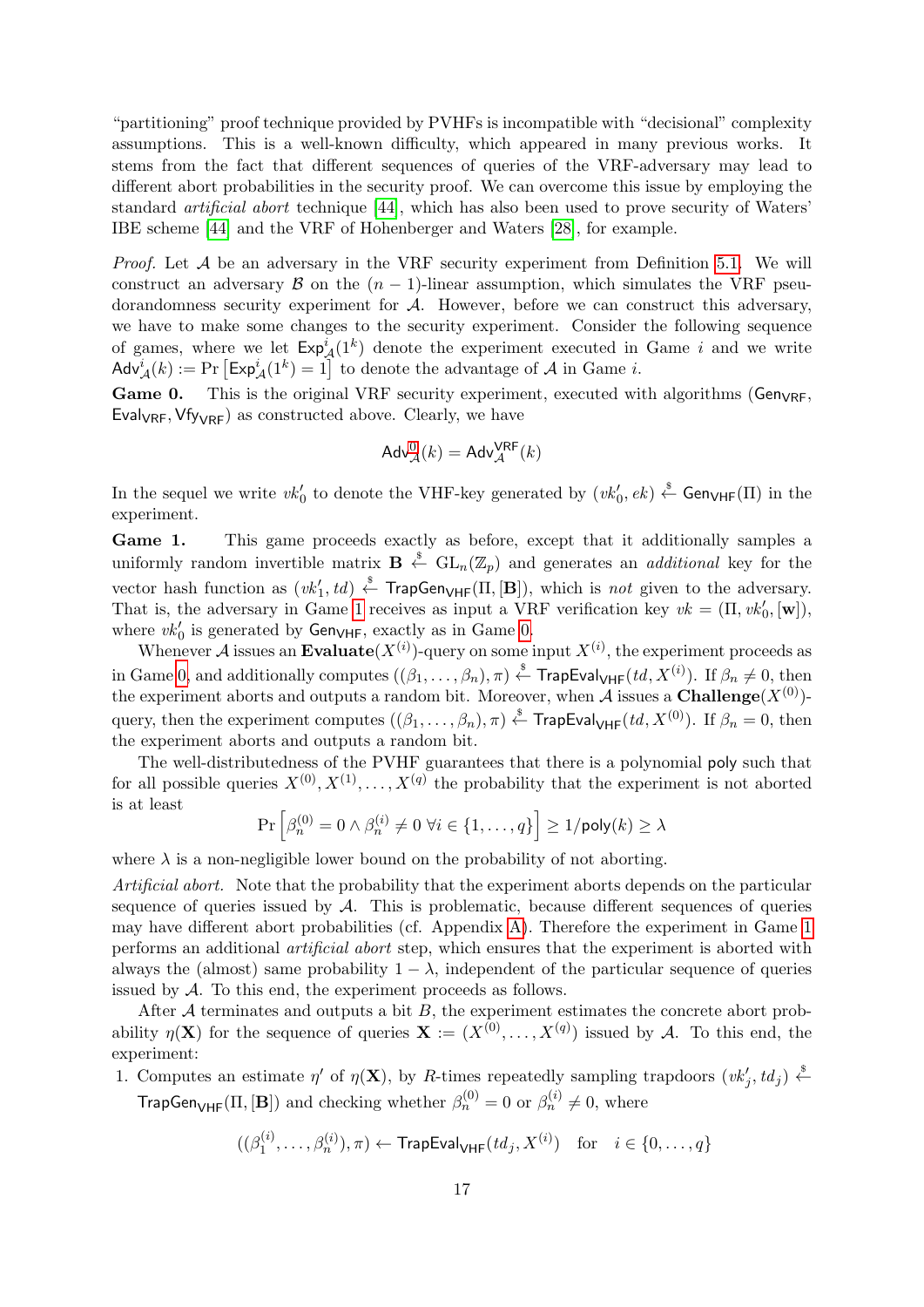"partitioning" proof technique provided by PVHFs is incompatible with "decisional" complexity assumptions. This is a well-known difficulty, which appeared in many previous works. It stems from the fact that different sequences of queries of the VRF-adversary may lead to different abort probabilities in the security proof. We can overcome this issue by employing the standard *artificial abort* technique [44], which has also been used to prove security of Waters' IBE scheme [44] and the VRF of Hohenberger and Waters [28], for example.

*Proof.* Let $\mathcal{A}$ be an adversary in the VRF security experiment from Definition 5.1. We will construct an adversary $\mathcal{B}$ on the $(n-1)$-linear assumption, which simulates the VRF pseudorandomness security experiment for $\mathcal{A}$. However, before we can construct this adversary, we have to make some changes to the security experiment. Consider the following sequence of games, where we let $\mathsf{Exp}^i_{\mathcal{A}}(1^k)$ denote the experiment executed in Game $i$ and we write $\mathsf{Adv}^i_{\mathcal{A}}(k) := \Pr\left[\mathsf{Exp}^i_{\mathcal{A}}(1^k) = 1\right]$ to denote the advantage of $\mathcal{A}$ in Game $i$.

**Game 0.** This is the original VRF security experiment, executed with algorithms $(\mathsf{Gen}_{\mathsf{VRF}}, \mathsf{Eval}_{\mathsf{VRF}}, \mathsf{Vfy}_{\mathsf{VRF}})$ as constructed above. Clearly, we have

$$\mathsf{Adv}^0_{\mathcal{A}}(k) = \mathsf{Adv}^{\mathsf{VRF}}_{\mathcal{A}}(k)$$

In the sequel we write $vk'_0$ to denote the VHF-key generated by $(vk'_0, ek) \xleftarrow{\$} \mathsf{Gen}_{\mathsf{VHF}}(\Pi)$ in the experiment.

**Game 1.** This game proceeds exactly as before, except that it additionally samples a uniformly random invertible matrix $\mathbf{B} \xleftarrow{\$} \mathrm{GL}_n(\mathbb{Z}_p)$ and generates an *additional* key for the vector hash function as $(vk'_1, td) \xleftarrow{\$} \mathsf{TrapGen}_{\mathsf{VHF}}(\Pi, [\mathbf{B}])$, which is *not* given to the adversary. That is, the adversary in Game 1 receives as input a VRF verification key $vk = (\Pi, vk'_0, [\mathbf{w}])$, where $vk'_0$ is generated by $\mathsf{Gen}_{\mathsf{VHF}}$, exactly as in Game 0.

Whenever $\mathcal{A}$ issues an **Evaluate**$(X^{(i)})$-query on some input $X^{(i)}$, the experiment proceeds as in Game 0, and additionally computes $((\beta_1, \ldots, \beta_n), \pi) \xleftarrow{\$} \mathsf{TrapEval}_{\mathsf{VHF}}(td, X^{(i)})$. If $\beta_n \neq 0$, then the experiment aborts and outputs a random bit. Moreover, when $\mathcal{A}$ issues a **Challenge**$(X^{(0)})$-query, then the experiment computes $((\beta_1, \ldots, \beta_n), \pi) \xleftarrow{\$} \mathsf{TrapEval}_{\mathsf{VHF}}(td, X^{(0)})$. If $\beta_n = 0$, then the experiment aborts and outputs a random bit.

The well-distributedness of the PVHF guarantees that there is a polynomial $\mathsf{poly}$ such that for all possible queries $X^{(0)}, X^{(1)}, \ldots, X^{(q)}$ the probability that the experiment is not aborted is at least

$$\Pr\left[\beta^{(0)}_n = 0 \wedge \beta^{(i)}_n \neq 0 \; \forall i \in \{1, \ldots, q\}\right] \geq 1/\mathsf{poly}(k) \geq \lambda$$

where $\lambda$ is a non-negligible lower bound on the probability of not aborting.

*Artificial abort.* Note that the probability that the experiment aborts depends on the particular sequence of queries issued by $\mathcal{A}$. This is problematic, because different sequences of queries may have different abort probabilities (cf. Appendix A). Therefore the experiment in Game 1 performs an additional *artificial abort* step, which ensures that the experiment is aborted with always the (almost) same probability $1 - \lambda$, independent of the particular sequence of queries issued by $\mathcal{A}$. To this end, the experiment proceeds as follows.

After $\mathcal{A}$ terminates and outputs a bit $B$, the experiment estimates the concrete abort probability $\eta(\mathbf{X})$ for the sequence of queries $\mathbf{X} := (X^{(0)}, \ldots, X^{(q)})$ issued by $\mathcal{A}$. To this end, the experiment:

1. Computes an estimate $\eta'$ of $\eta(\mathbf{X})$, by $R$-times repeatedly sampling trapdoors $(vk'_j, td_j) \xleftarrow{\$} \mathsf{TrapGen}_{\mathsf{VHF}}(\Pi, [\mathbf{B}])$ and checking whether $\beta^{(0)}_n = 0$ or $\beta^{(i)}_n \neq 0$, where

$$((\beta^{(i)}_1, \ldots, \beta^{(i)}_n), \pi) \leftarrow \mathsf{TrapEval}_{\mathsf{VHF}}(td_j, X^{(i)}) \quad \text{for} \quad i \in \{0, \ldots, q\}$$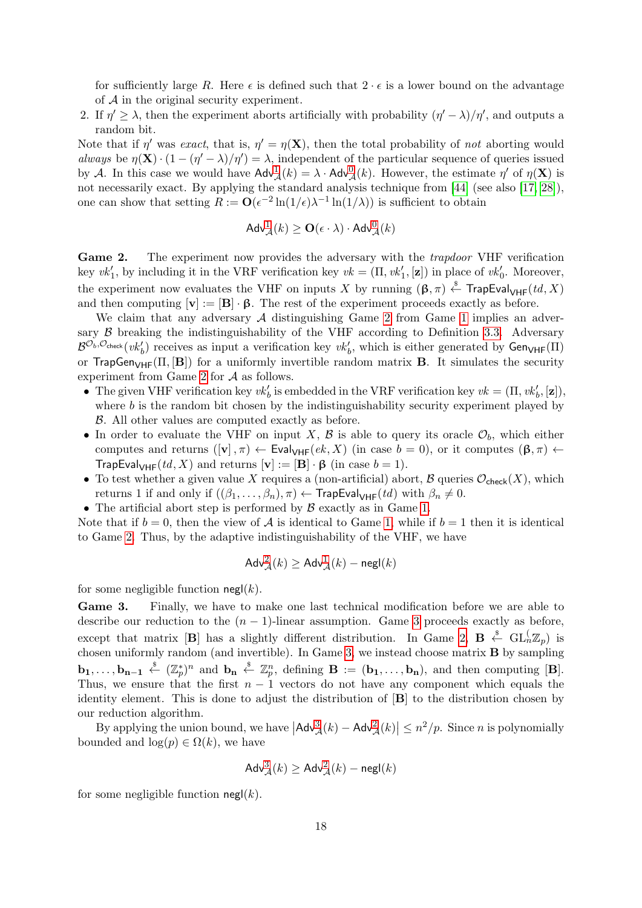for sufficiently large $R$. Here $\epsilon$ is defined such that $2 \cdot \epsilon$ is a lower bound on the advantage of $\mathcal{A}$ in the original security experiment.

2. If $\eta' \geq \lambda$, then the experiment aborts artificially with probability $(\eta' - \lambda)/\eta'$, and outputs a random bit.

Note that if $\eta'$ was *exact*, that is, $\eta' = \eta(\mathbf{X})$, then the total probability of *not* aborting would *always* be $\eta(\mathbf{X}) \cdot (1 - (\eta' - \lambda)/\eta') = \lambda$, independent of the particular sequence of queries issued by $\mathcal{A}$. In this case we would have $\mathsf{Adv}^1_{\mathcal{A}}(k) = \lambda \cdot \mathsf{Adv}^0_{\mathcal{A}}(k)$. However, the estimate $\eta'$ of $\eta(\mathbf{X})$ is not necessarily exact. By applying the standard analysis technique from [44] (see also [17, 28]), one can show that setting $R := \mathbf{O}(\epsilon^{-2} \ln(1/\epsilon)\lambda^{-1} \ln(1/\lambda))$ is sufficient to obtain

$$\mathsf{Adv}^1_{\mathcal{A}}(k) \geq \mathbf{O}(\epsilon \cdot \lambda) \cdot \mathsf{Adv}^0_{\mathcal{A}}(k)$$

**Game 2.** The experiment now provides the adversary with the *trapdoor* VHF verification key $vk'_1$, by including it in the VRF verification key $vk = (\Pi, vk'_1, [\mathbf{z}])$ in place of $vk'_0$. Moreover, the experiment now evaluates the VHF on inputs $X$ by running $(\boldsymbol{\beta}, \pi) \xleftarrow{\$} \mathsf{TrapEval}_{\mathsf{VHF}}(td, X)$ and then computing $[\mathbf{v}] := [\mathbf{B}] \cdot \boldsymbol{\beta}$. The rest of the experiment proceeds exactly as before.

We claim that any adversary $\mathcal{A}$ distinguishing Game 2 from Game 1 implies an adversary $\mathcal{B}$ breaking the indistinguishability of the VHF according to Definition 3.3. Adversary $\mathcal{B}^{\mathcal{O}_b, \mathcal{O}_{\mathsf{check}}}(vk'_b)$ receives as input a verification key $vk'_b$, which is either generated by $\mathsf{Gen}_{\mathsf{VHF}}(\Pi)$ or $\mathsf{TrapGen}_{\mathsf{VHF}}(\Pi, [\mathbf{B}])$ for a uniformly invertible random matrix $\mathbf{B}$. It simulates the security experiment from Game 2 for $\mathcal{A}$ as follows.

- The given VHF verification key $vk'_b$ is embedded in the VRF verification key $vk = (\Pi, vk'_b, [\mathbf{z}])$, where $b$ is the random bit chosen by the indistinguishability security experiment played by $\mathcal{B}$. All other values are computed exactly as before.
- In order to evaluate the VHF on input $X$, $\mathcal{B}$ is able to query its oracle $\mathcal{O}_b$, which either computes and returns $([\mathbf{v}], \pi) \leftarrow \mathsf{Eval}_{\mathsf{VHF}}(ek, X)$ (in case $b = 0$), or it computes $(\boldsymbol{\beta}, \pi) \leftarrow \mathsf{TrapEval}_{\mathsf{VHF}}(td, X)$ and returns $[\mathbf{v}] := [\mathbf{B}] \cdot \boldsymbol{\beta}$ (in case $b = 1$).
- To test whether a given value $X$ requires a (non-artificial) abort, $\mathcal{B}$ queries $\mathcal{O}_{\mathsf{check}}(X)$, which returns 1 if and only if $((\beta_1, \ldots, \beta_n), \pi) \leftarrow \mathsf{TrapEval}_{\mathsf{VHF}}(td)$ with $\beta_n \neq 0$.
- The artificial abort step is performed by $\mathcal{B}$ exactly as in Game 1.

Note that if $b = 0$, then the view of $\mathcal{A}$ is identical to Game 1, while if $b = 1$ then it is identical to Game 2. Thus, by the adaptive indistinguishability of the VHF, we have

$$\mathsf{Adv}^2_{\mathcal{A}}(k) \geq \mathsf{Adv}^1_{\mathcal{A}}(k) - \mathsf{negl}(k)$$

for some negligible function $\mathsf{negl}(k)$.

**Game 3.** Finally, we have to make one last technical modification before we are able to describe our reduction to the $(n-1)$-linear assumption. Game 3 proceeds exactly as before, except that matrix $[\mathbf{B}]$ has a slightly different distribution. In Game 2, $\mathbf{B} \xleftarrow{\$} \mathrm{GL}^{(}_n\mathbb{Z}_p)$ is chosen uniformly random (and invertible). In Game 3, we instead choose matrix $\mathbf{B}$ by sampling $\mathbf{b_1}, \ldots, \mathbf{b_{n-1}} \xleftarrow{\$} (\mathbb{Z}_p^*)^n$ and $\mathbf{b_n} \xleftarrow{\$} \mathbb{Z}_p^n$, defining $\mathbf{B} := (\mathbf{b_1}, \ldots, \mathbf{b_n})$, and then computing $[\mathbf{B}]$. Thus, we ensure that the first $n-1$ vectors do not have any component which equals the identity element. This is done to adjust the distribution of $[\mathbf{B}]$ to the distribution chosen by our reduction algorithm.

By applying the union bound, we have $\left|\mathsf{Adv}^3_{\mathcal{A}}(k) - \mathsf{Adv}^2_{\mathcal{A}}(k)\right| \leq n^2/p$. Since $n$ is polynomially bounded and $\log(p) \in \Omega(k)$, we have

$$\mathsf{Adv}^3_{\mathcal{A}}(k) \geq \mathsf{Adv}^2_{\mathcal{A}}(k) - \mathsf{negl}(k)$$

for some negligible function $\mathsf{negl}(k)$.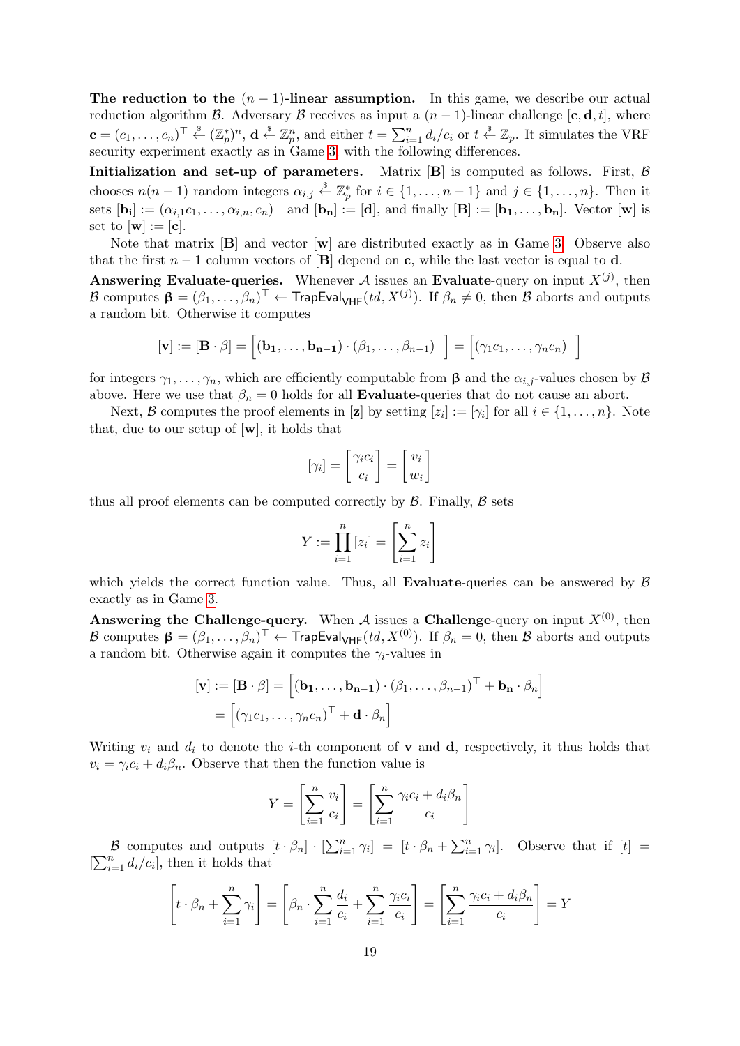**The reduction to the $(n-1)$-linear assumption.** In this game, we describe our actual reduction algorithm $\mathcal{B}$. Adversary $\mathcal{B}$ receives as input a $(n-1)$-linear challenge $[\mathbf{c}, \mathbf{d}, t]$, where $\mathbf{c} = (c_1, \ldots, c_n)^\top \xleftarrow{\$} (\mathbb{Z}_p^*)^n$, $\mathbf{d} \xleftarrow{\$} \mathbb{Z}_p^n$, and either $t = \sum_{i=1}^n d_i/c_i$ or $t \xleftarrow{\$} \mathbb{Z}_p$. It simulates the VRF security experiment exactly as in Game 3, with the following differences.

**Initialization and set-up of parameters.** Matrix $[\mathbf{B}]$ is computed as follows. First, $\mathcal{B}$ chooses $n(n-1)$ random integers $\alpha_{i,j} \xleftarrow{\$} \mathbb{Z}_p^*$ for $i \in \{1, \ldots, n-1\}$ and $j \in \{1, \ldots, n\}$. Then it sets $[\mathbf{b_i}] := (\alpha_{i,1}c_1, \ldots, \alpha_{i,n}, c_n)^\top$ and $[\mathbf{b_n}] := [\mathbf{d}]$, and finally $[\mathbf{B}] := [\mathbf{b_1}, \ldots, \mathbf{b_n}]$. Vector $[\mathbf{w}]$ is set to $[\mathbf{w}] := [\mathbf{c}]$.

Note that matrix $[\mathbf{B}]$ and vector $[\mathbf{w}]$ are distributed exactly as in Game 3. Observe also that the first $n-1$ column vectors of $[\mathbf{B}]$ depend on $\mathbf{c}$, while the last vector is equal to $\mathbf{d}$.

**Answering Evaluate-queries.** Whenever $\mathcal{A}$ issues an **Evaluate**-query on input $X^{(j)}$, then $\mathcal{B}$ computes $\boldsymbol{\beta} = (\beta_1, \ldots, \beta_n)^\top \leftarrow \mathsf{TrapEval}_{\mathsf{VHF}}(td, X^{(j)})$. If $\beta_n \neq 0$, then $\mathcal{B}$ aborts and outputs a random bit. Otherwise it computes

$$[\mathbf{v}] := [\mathbf{B} \cdot \beta] = \left[(\mathbf{b_1}, \ldots, \mathbf{b_{n-1}}) \cdot (\beta_1, \ldots, \beta_{n-1})^\top\right] = \left[(\gamma_1 c_1, \ldots, \gamma_n c_n)^\top\right]$$

for integers $\gamma_1, \ldots, \gamma_n$, which are efficiently computable from $\boldsymbol{\beta}$ and the $\alpha_{i,j}$-values chosen by $\mathcal{B}$ above. Here we use that $\beta_n = 0$ holds for all **Evaluate**-queries that do not cause an abort.

Next, $\mathcal{B}$ computes the proof elements in $[\mathbf{z}]$ by setting $[z_i] := [\gamma_i]$ for all $i \in \{1, \ldots, n\}$. Note that, due to our setup of $[\mathbf{w}]$, it holds that

$$[\gamma_i] = \left[\frac{\gamma_i c_i}{c_i}\right] = \left[\frac{v_i}{w_i}\right]$$

thus all proof elements can be computed correctly by $\mathcal{B}$. Finally, $\mathcal{B}$ sets

$$Y := \prod_{i=1}^n [z_i] = \left[\sum_{i=1}^n z_i\right]$$

which yields the correct function value. Thus, all **Evaluate**-queries can be answered by $\mathcal{B}$ exactly as in Game 3.

**Answering the Challenge-query.** When $\mathcal{A}$ issues a **Challenge**-query on input $X^{(0)}$, then $\mathcal{B}$ computes $\boldsymbol{\beta} = (\beta_1, \ldots, \beta_n)^\top \leftarrow \mathsf{TrapEval}_{\mathsf{VHF}}(td, X^{(0)})$. If $\beta_n = 0$, then $\mathcal{B}$ aborts and outputs a random bit. Otherwise again it computes the $\gamma_i$-values in

$$\begin{aligned}
[\mathbf{v}] := [\mathbf{B} \cdot \beta] &= \left[(\mathbf{b_1}, \ldots, \mathbf{b_{n-1}}) \cdot (\beta_1, \ldots, \beta_{n-1})^\top + \mathbf{b_n} \cdot \beta_n\right] \\
&= \left[(\gamma_1 c_1, \ldots, \gamma_n c_n)^\top + \mathbf{d} \cdot \beta_n\right]
\end{aligned}$$

Writing $v_i$ and $d_i$ to denote the $i$-th component of $\mathbf{v}$ and $\mathbf{d}$, respectively, it thus holds that $v_i = \gamma_i c_i + d_i \beta_n$. Observe that then the function value is

$$Y = \left[\sum_{i=1}^n \frac{v_i}{c_i}\right] = \left[\sum_{i=1}^n \frac{\gamma_i c_i + d_i \beta_n}{c_i}\right]$$

$\mathcal{B}$ computes and outputs $[t \cdot \beta_n] \cdot [\sum_{i=1}^n \gamma_i] = [t \cdot \beta_n + \sum_{i=1}^n \gamma_i]$. Observe that if $[t] = [\sum_{i=1}^n d_i/c_i]$, then it holds that

$$\left[t \cdot \beta_n + \sum_{i=1}^n \gamma_i\right] = \left[\beta_n \cdot \sum_{i=1}^n \frac{d_i}{c_i} + \sum_{i=1}^n \frac{\gamma_i c_i}{c_i}\right] = \left[\sum_{i=1}^n \frac{\gamma_i c_i + d_i \beta_n}{c_i}\right] = Y$$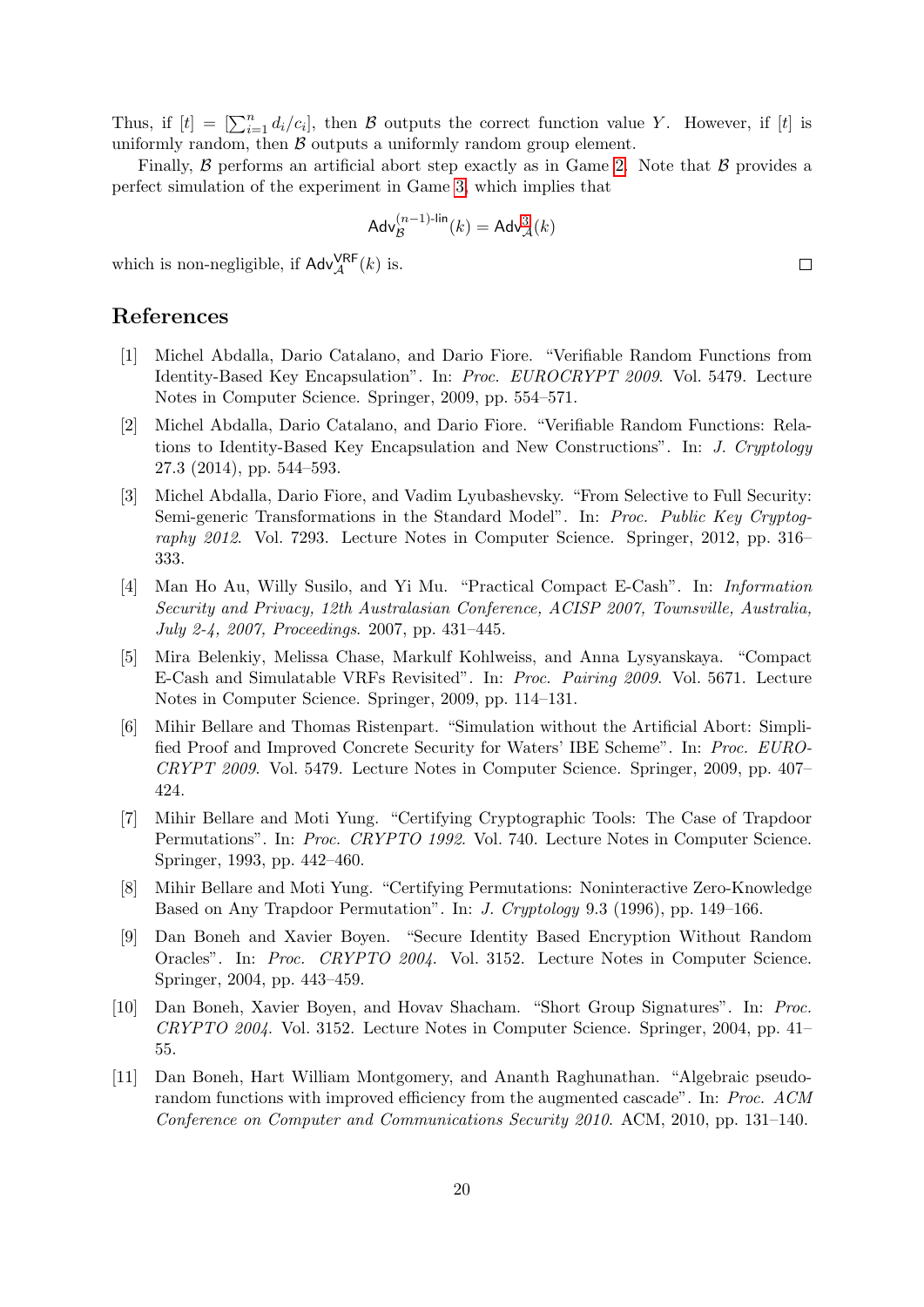Thus, if $[t] = [\sum_{i=1}^{n} d_i/c_i]$, then $\mathcal{B}$ outputs the correct function value $Y$. However, if $[t]$ is uniformly random, then $\mathcal{B}$ outputs a uniformly random group element.

Finally, $\mathcal{B}$ performs an artificial abort step exactly as in Game 2. Note that $\mathcal{B}$ provides a perfect simulation of the experiment in Game 3, which implies that

$$\mathsf{Adv}_{\mathcal{B}}^{(n-1)\text{-lin}}(k) = \mathsf{Adv}_{\mathcal{A}}^{3}(k)$$

which is non-negligible, if $\mathsf{Adv}_{\mathcal{A}}^{\mathsf{VRF}}(k)$ is. $\square$

## References

[1] Michel Abdalla, Dario Catalano, and Dario Fiore. "Verifiable Random Functions from Identity-Based Key Encapsulation". In: *Proc. EUROCRYPT 2009*. Vol. 5479. Lecture Notes in Computer Science. Springer, 2009, pp. 554–571.

[2] Michel Abdalla, Dario Catalano, and Dario Fiore. "Verifiable Random Functions: Relations to Identity-Based Key Encapsulation and New Constructions". In: *J. Cryptology* 27.3 (2014), pp. 544–593.

[3] Michel Abdalla, Dario Fiore, and Vadim Lyubashevsky. "From Selective to Full Security: Semi-generic Transformations in the Standard Model". In: *Proc. Public Key Cryptography 2012*. Vol. 7293. Lecture Notes in Computer Science. Springer, 2012, pp. 316–333.

[4] Man Ho Au, Willy Susilo, and Yi Mu. "Practical Compact E-Cash". In: *Information Security and Privacy, 12th Australasian Conference, ACISP 2007, Townsville, Australia, July 2-4, 2007, Proceedings*. 2007, pp. 431–445.

[5] Mira Belenkiy, Melissa Chase, Markulf Kohlweiss, and Anna Lysyanskaya. "Compact E-Cash and Simulatable VRFs Revisited". In: *Proc. Pairing 2009*. Vol. 5671. Lecture Notes in Computer Science. Springer, 2009, pp. 114–131.

[6] Mihir Bellare and Thomas Ristenpart. "Simulation without the Artificial Abort: Simplified Proof and Improved Concrete Security for Waters' IBE Scheme". In: *Proc. EUROCRYPT 2009*. Vol. 5479. Lecture Notes in Computer Science. Springer, 2009, pp. 407–424.

[7] Mihir Bellare and Moti Yung. "Certifying Cryptographic Tools: The Case of Trapdoor Permutations". In: *Proc. CRYPTO 1992*. Vol. 740. Lecture Notes in Computer Science. Springer, 1993, pp. 442–460.

[8] Mihir Bellare and Moti Yung. "Certifying Permutations: Noninteractive Zero-Knowledge Based on Any Trapdoor Permutation". In: *J. Cryptology* 9.3 (1996), pp. 149–166.

[9] Dan Boneh and Xavier Boyen. "Secure Identity Based Encryption Without Random Oracles". In: *Proc. CRYPTO 2004*. Vol. 3152. Lecture Notes in Computer Science. Springer, 2004, pp. 443–459.

[10] Dan Boneh, Xavier Boyen, and Hovav Shacham. "Short Group Signatures". In: *Proc. CRYPTO 2004*. Vol. 3152. Lecture Notes in Computer Science. Springer, 2004, pp. 41–55.

[11] Dan Boneh, Hart William Montgomery, and Ananth Raghunathan. "Algebraic pseudorandom functions with improved efficiency from the augmented cascade". In: *Proc. ACM Conference on Computer and Communications Security 2010*. ACM, 2010, pp. 131–140.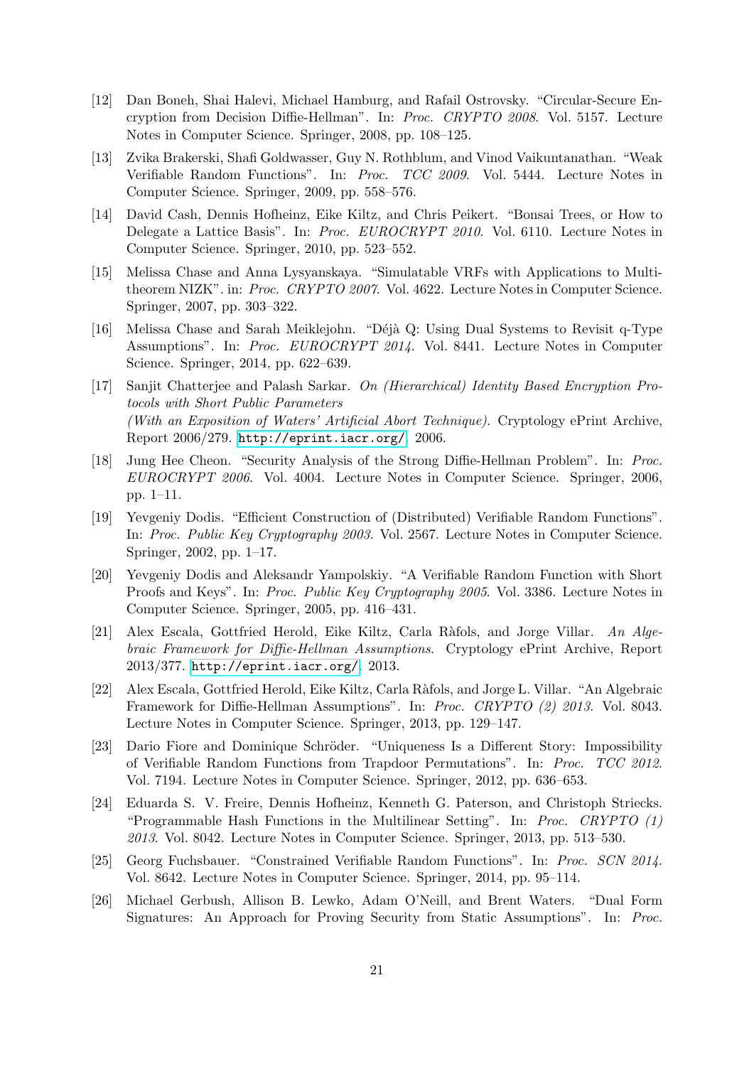[12] Dan Boneh, Shai Halevi, Michael Hamburg, and Rafail Ostrovsky. "Circular-Secure Encryption from Decision Diffie-Hellman". In: *Proc. CRYPTO 2008*. Vol. 5157. Lecture Notes in Computer Science. Springer, 2008, pp. 108–125.

[13] Zvika Brakerski, Shafi Goldwasser, Guy N. Rothblum, and Vinod Vaikuntanathan. "Weak Verifiable Random Functions". In: *Proc. TCC 2009*. Vol. 5444. Lecture Notes in Computer Science. Springer, 2009, pp. 558–576.

[14] David Cash, Dennis Hofheinz, Eike Kiltz, and Chris Peikert. "Bonsai Trees, or How to Delegate a Lattice Basis". In: *Proc. EUROCRYPT 2010*. Vol. 6110. Lecture Notes in Computer Science. Springer, 2010, pp. 523–552.

[15] Melissa Chase and Anna Lysyanskaya. "Simulatable VRFs with Applications to Multi-theorem NIZK". in: *Proc. CRYPTO 2007*. Vol. 4622. Lecture Notes in Computer Science. Springer, 2007, pp. 303–322.

[16] Melissa Chase and Sarah Meiklejohn. "Déjà Q: Using Dual Systems to Revisit q-Type Assumptions". In: *Proc. EUROCRYPT 2014*. Vol. 8441. Lecture Notes in Computer Science. Springer, 2014, pp. 622–639.

[17] Sanjit Chatterjee and Palash Sarkar. *On (Hierarchical) Identity Based Encryption Protocols with Short Public Parameters (With an Exposition of Waters' Artificial Abort Technique)*. Cryptology ePrint Archive, Report 2006/279. http://eprint.iacr.org/. 2006.

[18] Jung Hee Cheon. "Security Analysis of the Strong Diffie-Hellman Problem". In: *Proc. EUROCRYPT 2006*. Vol. 4004. Lecture Notes in Computer Science. Springer, 2006, pp. 1–11.

[19] Yevgeniy Dodis. "Efficient Construction of (Distributed) Verifiable Random Functions". In: *Proc. Public Key Cryptography 2003*. Vol. 2567. Lecture Notes in Computer Science. Springer, 2002, pp. 1–17.

[20] Yevgeniy Dodis and Aleksandr Yampolskiy. "A Verifiable Random Function with Short Proofs and Keys". In: *Proc. Public Key Cryptography 2005*. Vol. 3386. Lecture Notes in Computer Science. Springer, 2005, pp. 416–431.

[21] Alex Escala, Gottfried Herold, Eike Kiltz, Carla Ràfols, and Jorge Villar. *An Algebraic Framework for Diffie-Hellman Assumptions*. Cryptology ePrint Archive, Report 2013/377. http://eprint.iacr.org/. 2013.

[22] Alex Escala, Gottfried Herold, Eike Kiltz, Carla Ràfols, and Jorge L. Villar. "An Algebraic Framework for Diffie-Hellman Assumptions". In: *Proc. CRYPTO (2) 2013*. Vol. 8043. Lecture Notes in Computer Science. Springer, 2013, pp. 129–147.

[23] Dario Fiore and Dominique Schröder. "Uniqueness Is a Different Story: Impossibility of Verifiable Random Functions from Trapdoor Permutations". In: *Proc. TCC 2012*. Vol. 7194. Lecture Notes in Computer Science. Springer, 2012, pp. 636–653.

[24] Eduarda S. V. Freire, Dennis Hofheinz, Kenneth G. Paterson, and Christoph Striecks. "Programmable Hash Functions in the Multilinear Setting". In: *Proc. CRYPTO (1) 2013*. Vol. 8042. Lecture Notes in Computer Science. Springer, 2013, pp. 513–530.

[25] Georg Fuchsbauer. "Constrained Verifiable Random Functions". In: *Proc. SCN 2014*. Vol. 8642. Lecture Notes in Computer Science. Springer, 2014, pp. 95–114.

[26] Michael Gerbush, Allison B. Lewko, Adam O'Neill, and Brent Waters. "Dual Form Signatures: An Approach for Proving Security from Static Assumptions". In: *Proc.*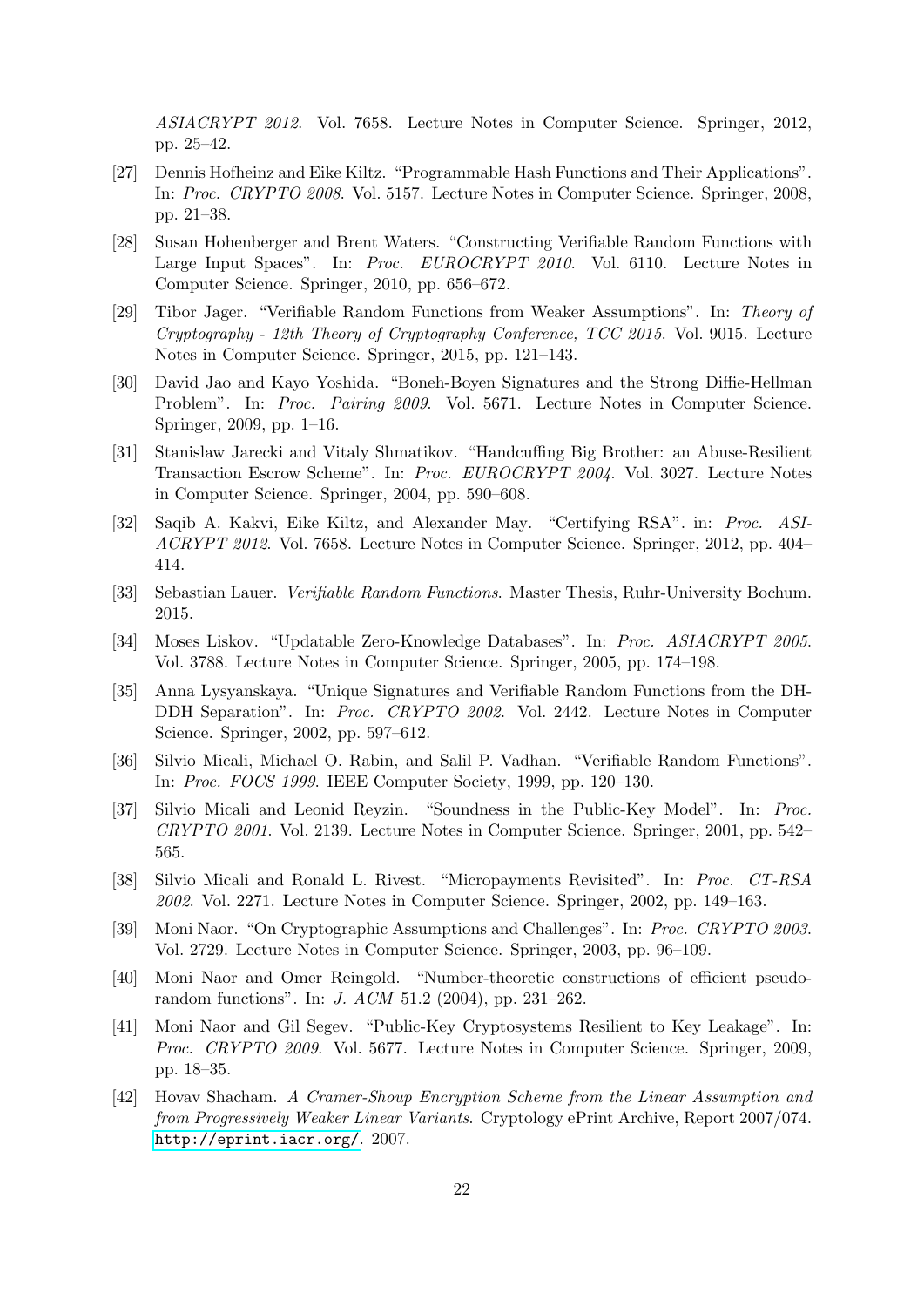*ASIACRYPT 2012*. Vol. 7658. Lecture Notes in Computer Science. Springer, 2012, pp. 25–42.

[27] Dennis Hofheinz and Eike Kiltz. "Programmable Hash Functions and Their Applications". In: *Proc. CRYPTO 2008*. Vol. 5157. Lecture Notes in Computer Science. Springer, 2008, pp. 21–38.

[28] Susan Hohenberger and Brent Waters. "Constructing Verifiable Random Functions with Large Input Spaces". In: *Proc. EUROCRYPT 2010*. Vol. 6110. Lecture Notes in Computer Science. Springer, 2010, pp. 656–672.

[29] Tibor Jager. "Verifiable Random Functions from Weaker Assumptions". In: *Theory of Cryptography - 12th Theory of Cryptography Conference, TCC 2015*. Vol. 9015. Lecture Notes in Computer Science. Springer, 2015, pp. 121–143.

[30] David Jao and Kayo Yoshida. "Boneh-Boyen Signatures and the Strong Diffie-Hellman Problem". In: *Proc. Pairing 2009*. Vol. 5671. Lecture Notes in Computer Science. Springer, 2009, pp. 1–16.

[31] Stanislaw Jarecki and Vitaly Shmatikov. "Handcuffing Big Brother: an Abuse-Resilient Transaction Escrow Scheme". In: *Proc. EUROCRYPT 2004*. Vol. 3027. Lecture Notes in Computer Science. Springer, 2004, pp. 590–608.

[32] Saqib A. Kakvi, Eike Kiltz, and Alexander May. "Certifying RSA". in: *Proc. ASIACRYPT 2012*. Vol. 7658. Lecture Notes in Computer Science. Springer, 2012, pp. 404–414.

[33] Sebastian Lauer. *Verifiable Random Functions*. Master Thesis, Ruhr-University Bochum. 2015.

[34] Moses Liskov. "Updatable Zero-Knowledge Databases". In: *Proc. ASIACRYPT 2005*. Vol. 3788. Lecture Notes in Computer Science. Springer, 2005, pp. 174–198.

[35] Anna Lysyanskaya. "Unique Signatures and Verifiable Random Functions from the DH-DDH Separation". In: *Proc. CRYPTO 2002*. Vol. 2442. Lecture Notes in Computer Science. Springer, 2002, pp. 597–612.

[36] Silvio Micali, Michael O. Rabin, and Salil P. Vadhan. "Verifiable Random Functions". In: *Proc. FOCS 1999*. IEEE Computer Society, 1999, pp. 120–130.

[37] Silvio Micali and Leonid Reyzin. "Soundness in the Public-Key Model". In: *Proc. CRYPTO 2001*. Vol. 2139. Lecture Notes in Computer Science. Springer, 2001, pp. 542–565.

[38] Silvio Micali and Ronald L. Rivest. "Micropayments Revisited". In: *Proc. CT-RSA 2002*. Vol. 2271. Lecture Notes in Computer Science. Springer, 2002, pp. 149–163.

[39] Moni Naor. "On Cryptographic Assumptions and Challenges". In: *Proc. CRYPTO 2003*. Vol. 2729. Lecture Notes in Computer Science. Springer, 2003, pp. 96–109.

[40] Moni Naor and Omer Reingold. "Number-theoretic constructions of efficient pseudo-random functions". In: *J. ACM* 51.2 (2004), pp. 231–262.

[41] Moni Naor and Gil Segev. "Public-Key Cryptosystems Resilient to Key Leakage". In: *Proc. CRYPTO 2009*. Vol. 5677. Lecture Notes in Computer Science. Springer, 2009, pp. 18–35.

[42] Hovav Shacham. *A Cramer-Shoup Encryption Scheme from the Linear Assumption and from Progressively Weaker Linear Variants*. Cryptology ePrint Archive, Report 2007/074. http://eprint.iacr.org/. 2007.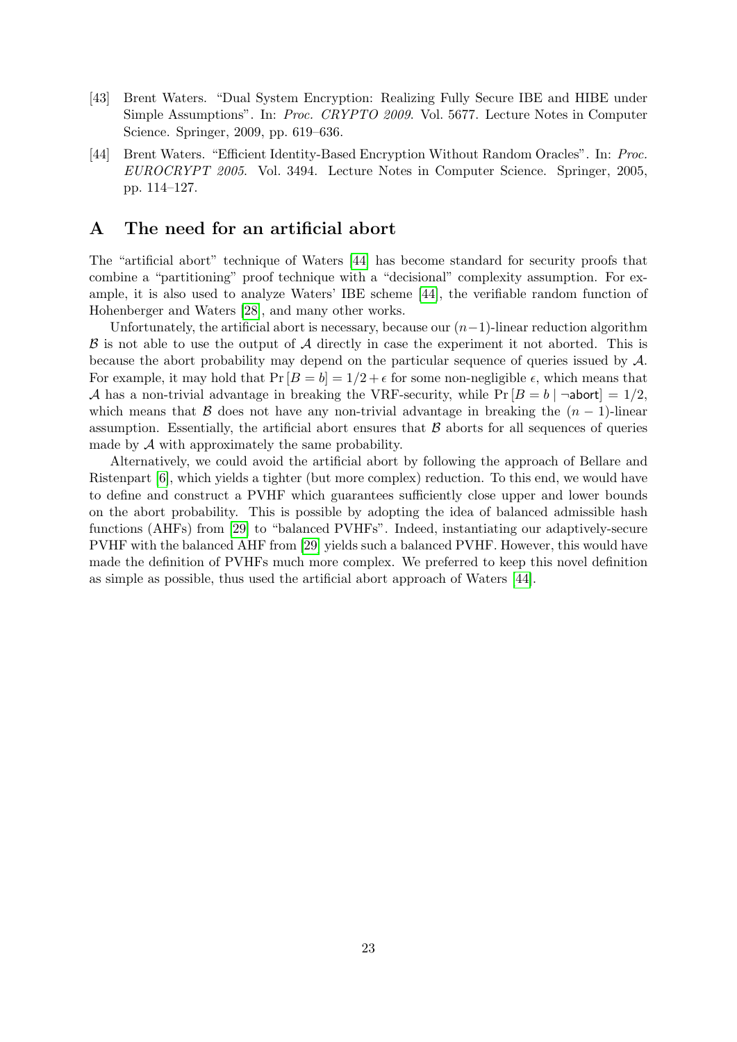[43] Brent Waters. "Dual System Encryption: Realizing Fully Secure IBE and HIBE under Simple Assumptions". In: *Proc. CRYPTO 2009*. Vol. 5677. Lecture Notes in Computer Science. Springer, 2009, pp. 619–636.

[44] Brent Waters. "Efficient Identity-Based Encryption Without Random Oracles". In: *Proc. EUROCRYPT 2005*. Vol. 3494. Lecture Notes in Computer Science. Springer, 2005, pp. 114–127.

# A The need for an artificial abort

The "artificial abort" technique of Waters [44] has become standard for security proofs that combine a "partitioning" proof technique with a "decisional" complexity assumption. For example, it is also used to analyze Waters' IBE scheme [44], the verifiable random function of Hohenberger and Waters [28], and many other works.

Unfortunately, the artificial abort is necessary, because our $(n-1)$-linear reduction algorithm $\mathcal{B}$ is not able to use the output of $\mathcal{A}$ directly in case the experiment it not aborted. This is because the abort probability may depend on the particular sequence of queries issued by $\mathcal{A}$. For example, it may hold that $\Pr[B = b] = 1/2 + \epsilon$ for some non-negligible $\epsilon$, which means that $\mathcal{A}$ has a non-trivial advantage in breaking the VRF-security, while $\Pr[B = b \mid \neg\mathsf{abort}] = 1/2$, which means that $\mathcal{B}$ does not have any non-trivial advantage in breaking the $(n-1)$-linear assumption. Essentially, the artificial abort ensures that $\mathcal{B}$ aborts for all sequences of queries made by $\mathcal{A}$ with approximately the same probability.

Alternatively, we could avoid the artificial abort by following the approach of Bellare and Ristenpart [6], which yields a tighter (but more complex) reduction. To this end, we would have to define and construct a PVHF which guarantees sufficiently close upper and lower bounds on the abort probability. This is possible by adopting the idea of balanced admissible hash functions (AHFs) from [29] to "balanced PVHFs". Indeed, instantiating our adaptively-secure PVHF with the balanced AHF from [29] yields such a balanced PVHF. However, this would have made the definition of PVHFs much more complex. We preferred to keep this novel definition as simple as possible, thus used the artificial abort approach of Waters [44].